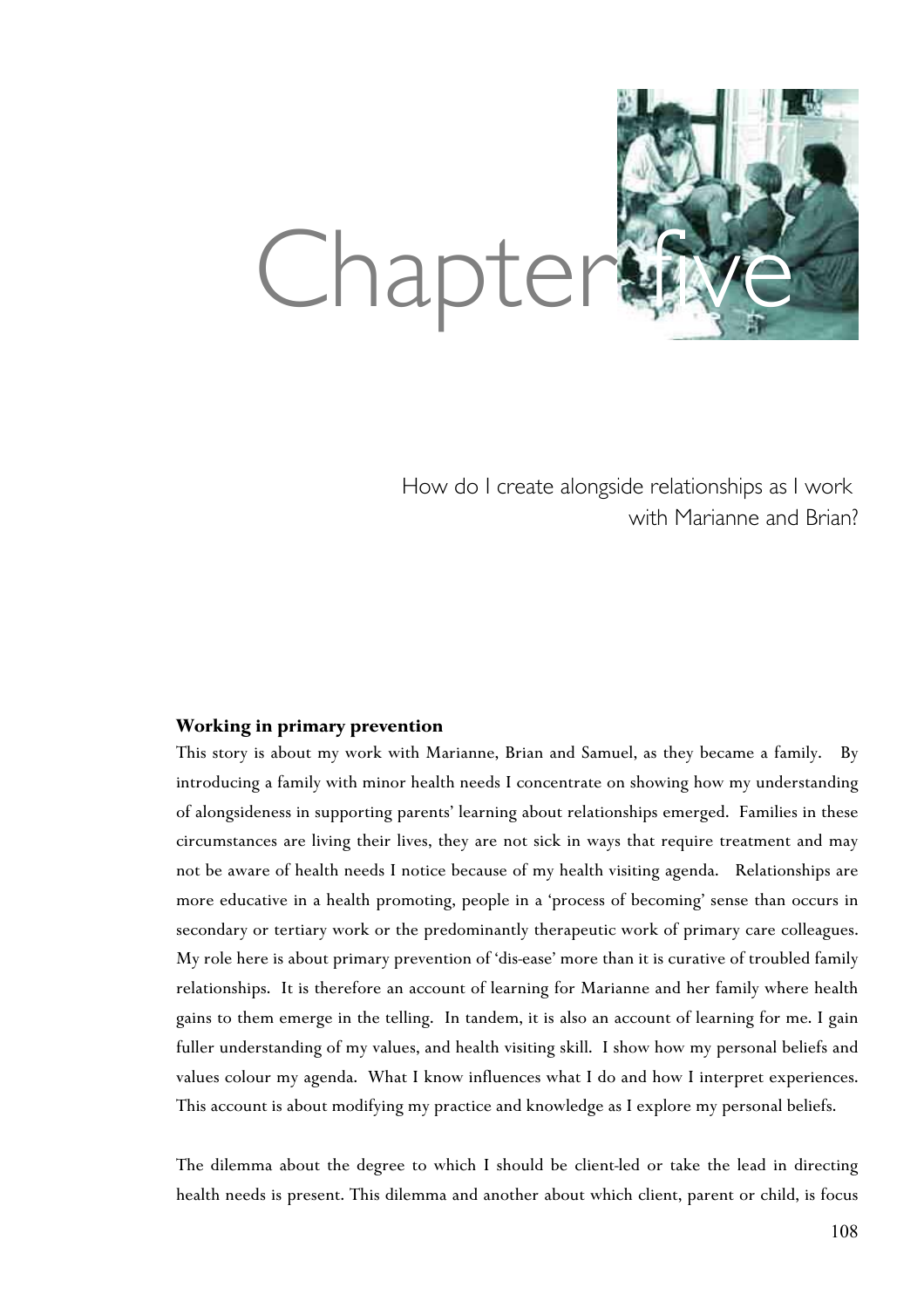# Chapter five

## How do I create alongside relationships as I work with Marianne and Brian?

### Working in primary prevention

This story is about my work with Marianne, Brian and Samuel, as they became a family. By introducing a family with minor health needs I concentrate on showing how my understanding of alongsideness in supporting parents' learning about relationships emerged. Families in these circumstances are living their lives, they are not sick in ways that require treatment and may not be aware of health needs I notice because of my health visiting agenda. Relationships are more educative in a health promoting, people in a 'process of becoming' sense than occurs in secondary or tertiary work or the predominantly therapeutic work of primary care colleagues. My role here is about primary prevention of 'dis-ease' more than it is curative of troubled family relationships. It is therefore an account of learning for Marianne and her family where health gains to them emerge in the telling. In tandem, it is also an account of learning for me. I gain fuller understanding of my values, and health visiting skill. I show how my personal beliefs and values colour my agenda. What I know influences what I do and how I interpret experiences. This account is about modifying my practice and knowledge as I explore my personal beliefs.

The dilemma about the degree to which I should be client-led or take the lead in directing health needs is present. This dilemma and another about which client, parent or child, is focus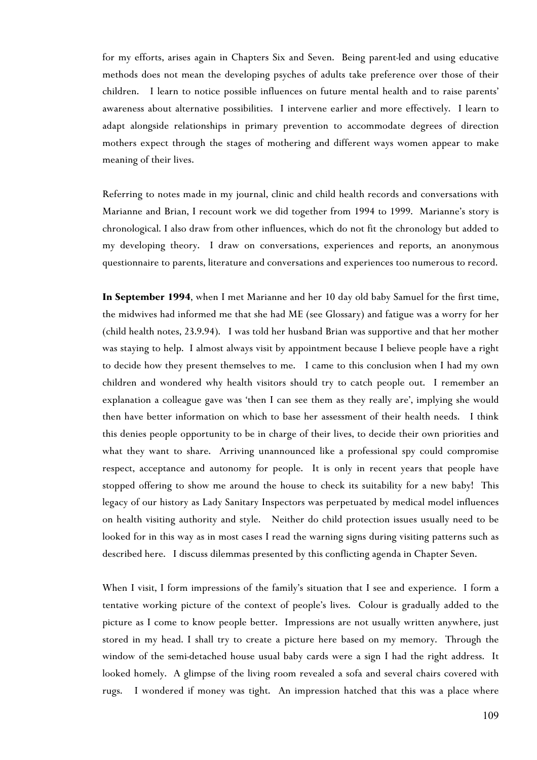for my efforts, arises again in Chapters Six and Seven. Being parent-led and using educative methods does not mean the developing psyches of adults take preference over those of their children. I learn to notice possible influences on future mental health and to raise parents' awareness about alternative possibilities. I intervene earlier and more effectively. I learn to adapt alongside relationships in primary prevention to accommodate degrees of direction mothers expect through the stages of mothering and different ways women appear to make meaning of their lives.

Referring to notes made in my journal, clinic and child health records and conversations with Marianne and Brian, I recount work we did together from 1994 to 1999. Marianne's story is chronological. I also draw from other influences, which do not fit the chronology but added to my developing theory. I draw on conversations, experiences and reports, an anonymous questionnaire to parents, literature and conversations and experiences too numerous to record.

**In September 1994**, when I met Marianne and her 10 day old baby Samuel for the first time, the midwives had informed me that she had ME (see Glossary) and fatigue was a worry for her (child health notes, 23.9.94). I was told her husband Brian was supportive and that her mother was staying to help. I almost always visit by appointment because I believe people have a right to decide how they present themselves to me. I came to this conclusion when I had my own children and wondered why health visitors should try to catch people out. I remember an explanation a colleague gave was 'then I can see them as they really are', implying she would then have better information on which to base her assessment of their health needs. I think this denies people opportunity to be in charge of their lives, to decide their own priorities and what they want to share. Arriving unannounced like a professional spy could compromise respect, acceptance and autonomy for people. It is only in recent years that people have stopped offering to show me around the house to check its suitability for a new baby! This legacy of our history as Lady Sanitary Inspectors was perpetuated by medical model influences on health visiting authority and style. Neither do child protection issues usually need to be looked for in this way as in most cases I read the warning signs during visiting patterns such as described here. I discuss dilemmas presented by this conflicting agenda in Chapter Seven.

When I visit, I form impressions of the family's situation that I see and experience. I form a tentative working picture of the context of people's lives. Colour is gradually added to the picture as I come to know people better. Impressions are not usually written anywhere, just stored in my head. I shall try to create a picture here based on my memory. Through the window of the semi-detached house usual baby cards were a sign I had the right address. It looked homely. A glimpse of the living room revealed a sofa and several chairs covered with rugs. I wondered if money was tight. An impression hatched that this was a place where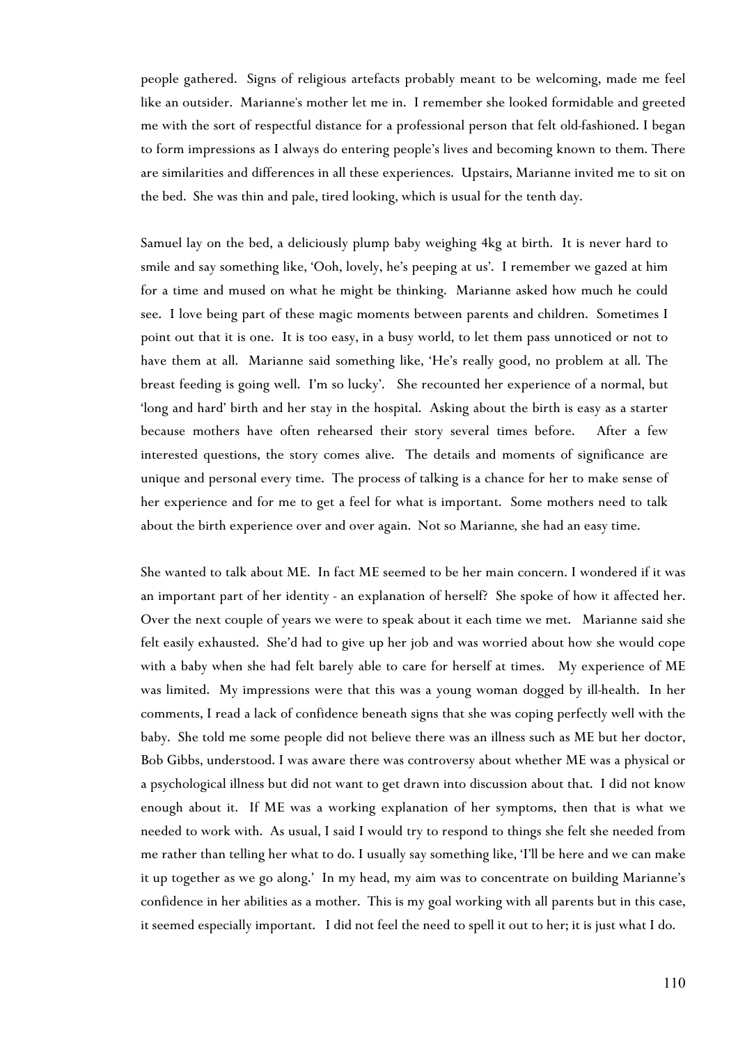people gathered. Signs of religious artefacts probably meant to be welcoming, made me feel like an outsider. Marianne's mother let me in. I remember she looked formidable and greeted me with the sort of respectful distance for a professional person that felt old-fashioned. I began to form impressions as I always do entering people's lives and becoming known to them. There are similarities and differences in all these experiences. Upstairs, Marianne invited me to sit on the bed. She was thin and pale, tired looking, which is usual for the tenth day.

Samuel lay on the bed, a deliciously plump baby weighing 4kg at birth. It is never hard to smile and say something like, 'Ooh, lovely, he's peeping at us'. I remember we gazed at him for a time and mused on what he might be thinking. Marianne asked how much he could see. I love being part of these magic moments between parents and children. Sometimes I point out that it is one. It is too easy, in a busy world, to let them pass unnoticed or not to have them at all. Marianne said something like, 'He's really good, no problem at all. The breast feeding is going well. I'm so lucky'. She recounted her experience of a normal, but 'long and hard' birth and her stay in the hospital. Asking about the birth is easy as a starter because mothers have often rehearsed their story several times before. After a few interested questions, the story comes alive. The details and moments of significance are unique and personal every time. The process of talking is a chance for her to make sense of her experience and for me to get a feel for what is important. Some mothers need to talk about the birth experience over and over again. Not so Marianne, she had an easy time.

She wanted to talk about ME. In fact ME seemed to be her main concern. I wondered if it was an important part of her identity - an explanation of herself? She spoke of how it affected her. Over the next couple of years we were to speak about it each time we met. Marianne said she felt easily exhausted. She'd had to give up her job and was worried about how she would cope with a baby when she had felt barely able to care for herself at times. My experience of ME was limited. My impressions were that this was a young woman dogged by ill-health. In her comments, I read a lack of confidence beneath signs that she was coping perfectly well with the baby. She told me some people did not believe there was an illness such as ME but her doctor, Bob Gibbs, understood. I was aware there was controversy about whether ME was a physical or a psychological illness but did not want to get drawn into discussion about that. I did not know enough about it. If ME was a working explanation of her symptoms, then that is what we needed to work with. As usual, I said I would try to respond to things she felt she needed from me rather than telling her what to do. I usually say something like, 'I'll be here and we can make it up together as we go along.' In my head, my aim was to concentrate on building Marianne's confidence in her abilities as a mother. This is my goal working with all parents but in this case, it seemed especially important. I did not feel the need to spell it out to her; it is just what I do.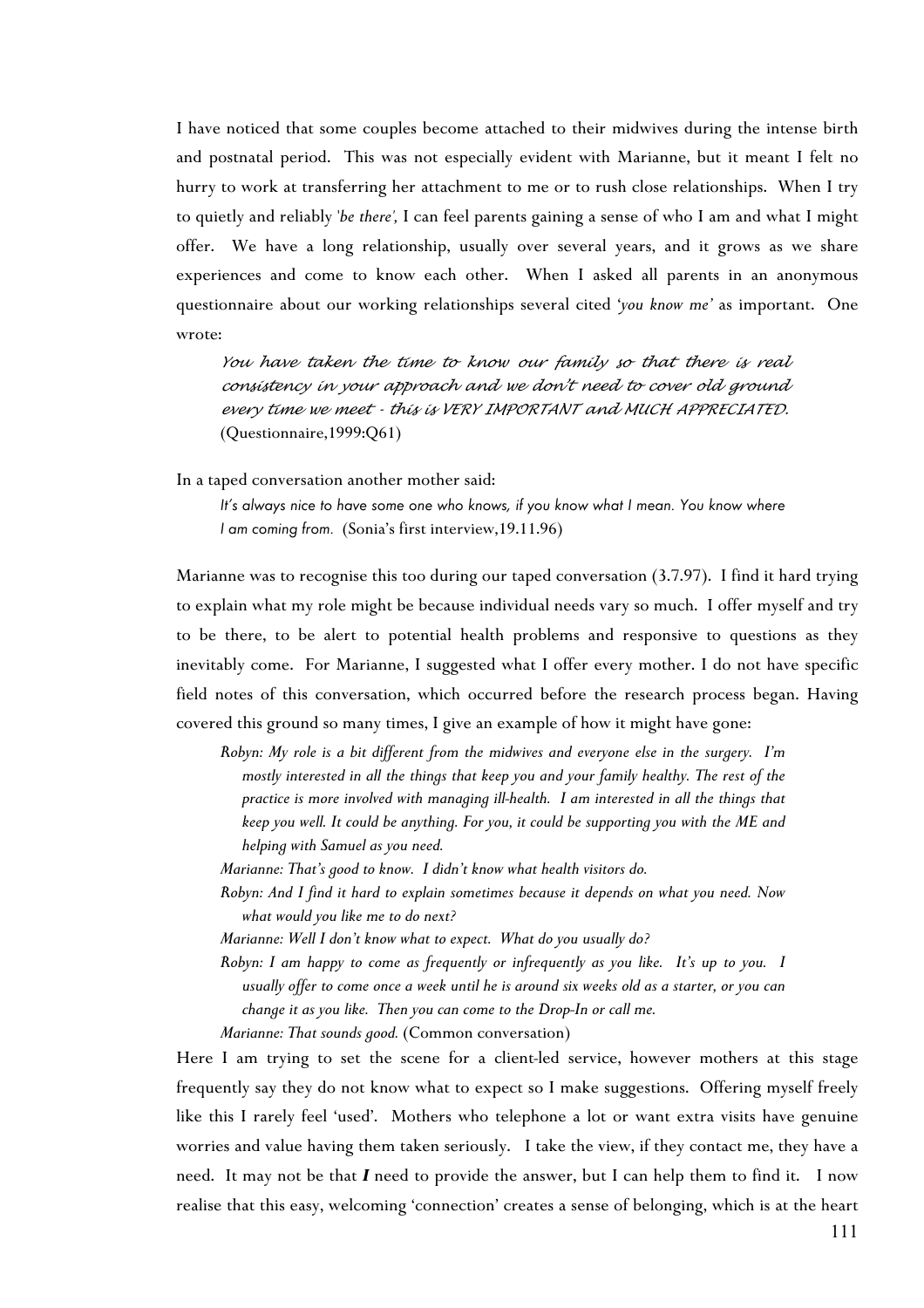I have noticed that some couples become attached to their midwives during the intense birth and postnatal period. This was not especially evident with Marianne, but it meant I felt no hurry to work at transferring her attachment to me or to rush close relationships. When I try to quietly and reliably *'be there',* I can feel parents gaining a sense of who I am and what I might offer. We have a long relationship, usually over several years, and it grows as we share experiences and come to know each other. When I asked all parents in an anonymous questionnaire about our working relationships several cited '*you know me'* as important. One wrote:

> *You have taken the time to know our family so that there is real consistency in your approach and we don't need to cover old ground every time we meet - this is VERY IMPORTANT and MUCH APPRECIATED.* (Questionnaire,1999:Q61)

In a taped conversation another mother said:

> *It's always nice to have some one who knows, if you know what I mean. You know where I am coming from.* (Sonia's first interview,19.11.96)

Marianne was to recognise this too during our taped conversation (3.7.97). I find it hard trying to explain what my role might be because individual needs vary so much. I offer myself and try to be there, to be alert to potential health problems and responsive to questions as they inevitably come. For Marianne, I suggested what I offer every mother. I do not have specific field notes of this conversation, which occurred before the research process began. Having covered this ground so many times, I give an example of how it might have gone:

> *Robyn: My role is a bit different from the midwives and everyone else in the surgery. I'm mostly interested in all the things that keep you and your family healthy. The rest of the practice is more involved with managing ill-health. I am interested in all the things that keep you well. It could be anything. For you, it could be supporting you with the ME and helping with Samuel as you need.*
>
> *Marianne: That's good to know. I didn't know what health visitors do.*
>
> *Robyn: And I find it hard to explain sometimes because it depends on what you need. Now what would you like me to do next?*
>
> *Marianne: Well I don't know what to expect. What do you usually do?*
>
> *Robyn: I am happy to come as frequently or infrequently as you like. It's up to you. I usually offer to come once a week until he is around six weeks old as a starter, or you can change it as you like. Then you can come to the Drop-In or call me.*
>
> *Marianne: That sounds good.* (Common conversation)

Here I am trying to set the scene for a client-led service, however mothers at this stage frequently say they do not know what to expect so I make suggestions. Offering myself freely like this I rarely feel 'used'. Mothers who telephone a lot or want extra visits have genuine worries and value having them taken seriously. I take the view, if they contact me, they have a need. It may not be that ***I*** need to provide the answer, but I can help them to find it. I now realise that this easy, welcoming 'connection' creates a sense of belonging, which is at the heart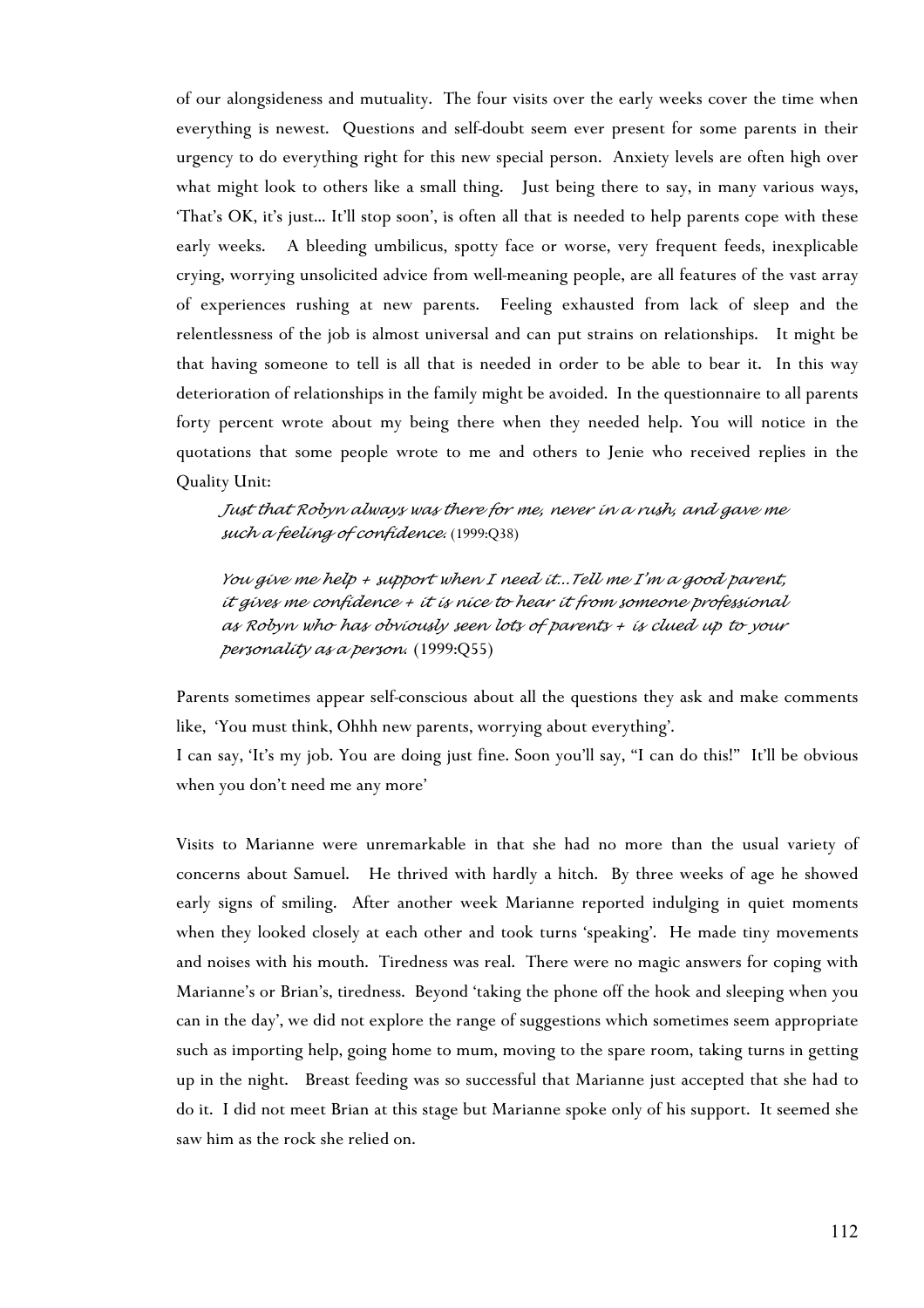of our alongsideness and mutuality. The four visits over the early weeks cover the time when everything is newest. Questions and self-doubt seem ever present for some parents in their urgency to do everything right for this new special person. Anxiety levels are often high over what might look to others like a small thing. Just being there to say, in many various ways, 'That's OK, it's just... It'll stop soon', is often all that is needed to help parents cope with these early weeks. A bleeding umbilicus, spotty face or worse, very frequent feeds, inexplicable crying, worrying unsolicited advice from well-meaning people, are all features of the vast array of experiences rushing at new parents. Feeling exhausted from lack of sleep and the relentlessness of the job is almost universal and can put strains on relationships. It might be that having someone to tell is all that is needed in order to be able to bear it. In this way deterioration of relationships in the family might be avoided. In the questionnaire to all parents forty percent wrote about my being there when they needed help. You will notice in the quotations that some people wrote to me and others to Jenie who received replies in the Quality Unit:

> *Just that Robyn always was there for me, never in a rush, and gave me such a feeling of confidence.* (1999:Q38)
>
> *You give me help + support when I need it...Tell me I'm a good parent, it gives me confidence + it is nice to hear it from someone professional as Robyn who has obviously seen lots of parents + is clued up to your personality as a person.* (1999:Q55)

Parents sometimes appear self-conscious about all the questions they ask and make comments like, 'You must think, Ohhh new parents, worrying about everything'.
I can say, 'It's my job. You are doing just fine. Soon you'll say, "I can do this!" It'll be obvious when you don't need me any more'

Visits to Marianne were unremarkable in that she had no more than the usual variety of concerns about Samuel. He thrived with hardly a hitch. By three weeks of age he showed early signs of smiling. After another week Marianne reported indulging in quiet moments when they looked closely at each other and took turns 'speaking'. He made tiny movements and noises with his mouth. Tiredness was real. There were no magic answers for coping with Marianne's or Brian's, tiredness. Beyond 'taking the phone off the hook and sleeping when you can in the day', we did not explore the range of suggestions which sometimes seem appropriate such as importing help, going home to mum, moving to the spare room, taking turns in getting up in the night. Breast feeding was so successful that Marianne just accepted that she had to do it. I did not meet Brian at this stage but Marianne spoke only of his support. It seemed she saw him as the rock she relied on.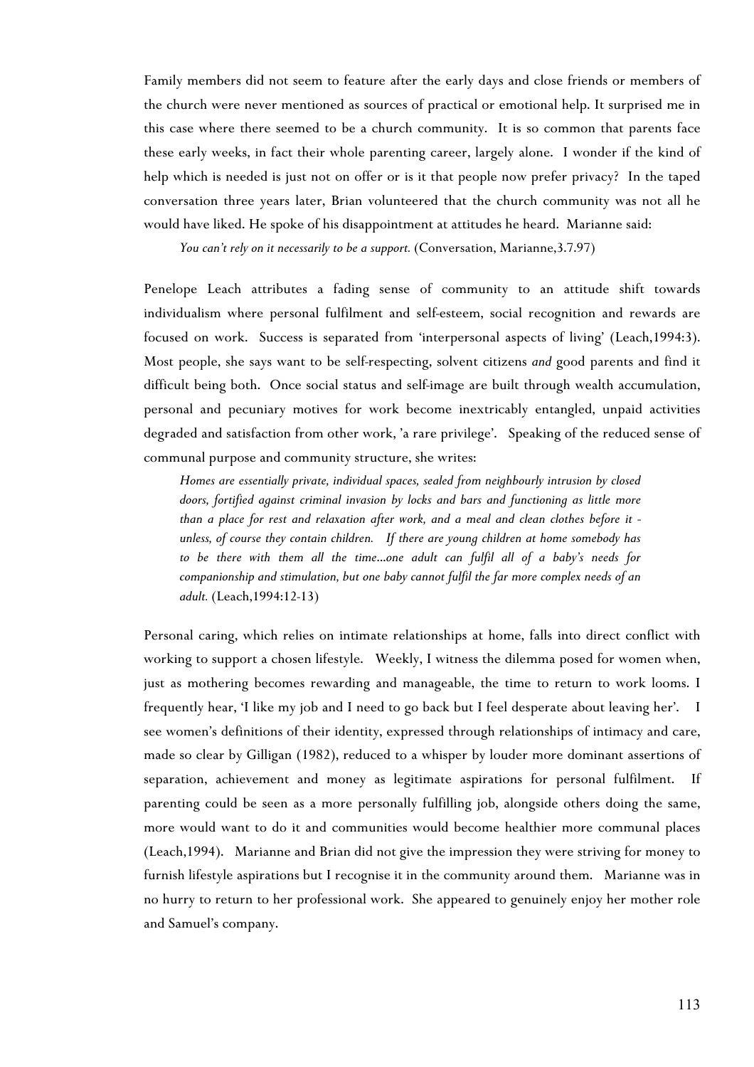Family members did not seem to feature after the early days and close friends or members of the church were never mentioned as sources of practical or emotional help. It surprised me in this case where there seemed to be a church community. It is so common that parents face these early weeks, in fact their whole parenting career, largely alone. I wonder if the kind of help which is needed is just not on offer or is it that people now prefer privacy? In the taped conversation three years later, Brian volunteered that the church community was not all he would have liked. He spoke of his disappointment at attitudes he heard. Marianne said:

> *You can't rely on it necessarily to be a support.* (Conversation, Marianne,3.7.97)

Penelope Leach attributes a fading sense of community to an attitude shift towards individualism where personal fulfilment and self-esteem, social recognition and rewards are focused on work. Success is separated from 'interpersonal aspects of living' (Leach,1994:3). Most people, she says want to be self-respecting, solvent citizens *and* good parents and find it difficult being both. Once social status and self-image are built through wealth accumulation, personal and pecuniary motives for work become inextricably entangled, unpaid activities degraded and satisfaction from other work, 'a rare privilege'. Speaking of the reduced sense of communal purpose and community structure, she writes:

> *Homes are essentially private, individual spaces, sealed from neighbourly intrusion by closed doors, fortified against criminal invasion by locks and bars and functioning as little more than a place for rest and relaxation after work, and a meal and clean clothes before it - unless, of course they contain children. If there are young children at home somebody has to be there with them all the time...one adult can fulfil all of a baby's needs for companionship and stimulation, but one baby cannot fulfil the far more complex needs of an adult.* (Leach,1994:12-13)

Personal caring, which relies on intimate relationships at home, falls into direct conflict with working to support a chosen lifestyle. Weekly, I witness the dilemma posed for women when, just as mothering becomes rewarding and manageable, the time to return to work looms. I frequently hear, 'I like my job and I need to go back but I feel desperate about leaving her'. I see women's definitions of their identity, expressed through relationships of intimacy and care, made so clear by Gilligan (1982), reduced to a whisper by louder more dominant assertions of separation, achievement and money as legitimate aspirations for personal fulfilment. If parenting could be seen as a more personally fulfilling job, alongside others doing the same, more would want to do it and communities would become healthier more communal places (Leach,1994). Marianne and Brian did not give the impression they were striving for money to furnish lifestyle aspirations but I recognise it in the community around them. Marianne was in no hurry to return to her professional work. She appeared to genuinely enjoy her mother role and Samuel's company.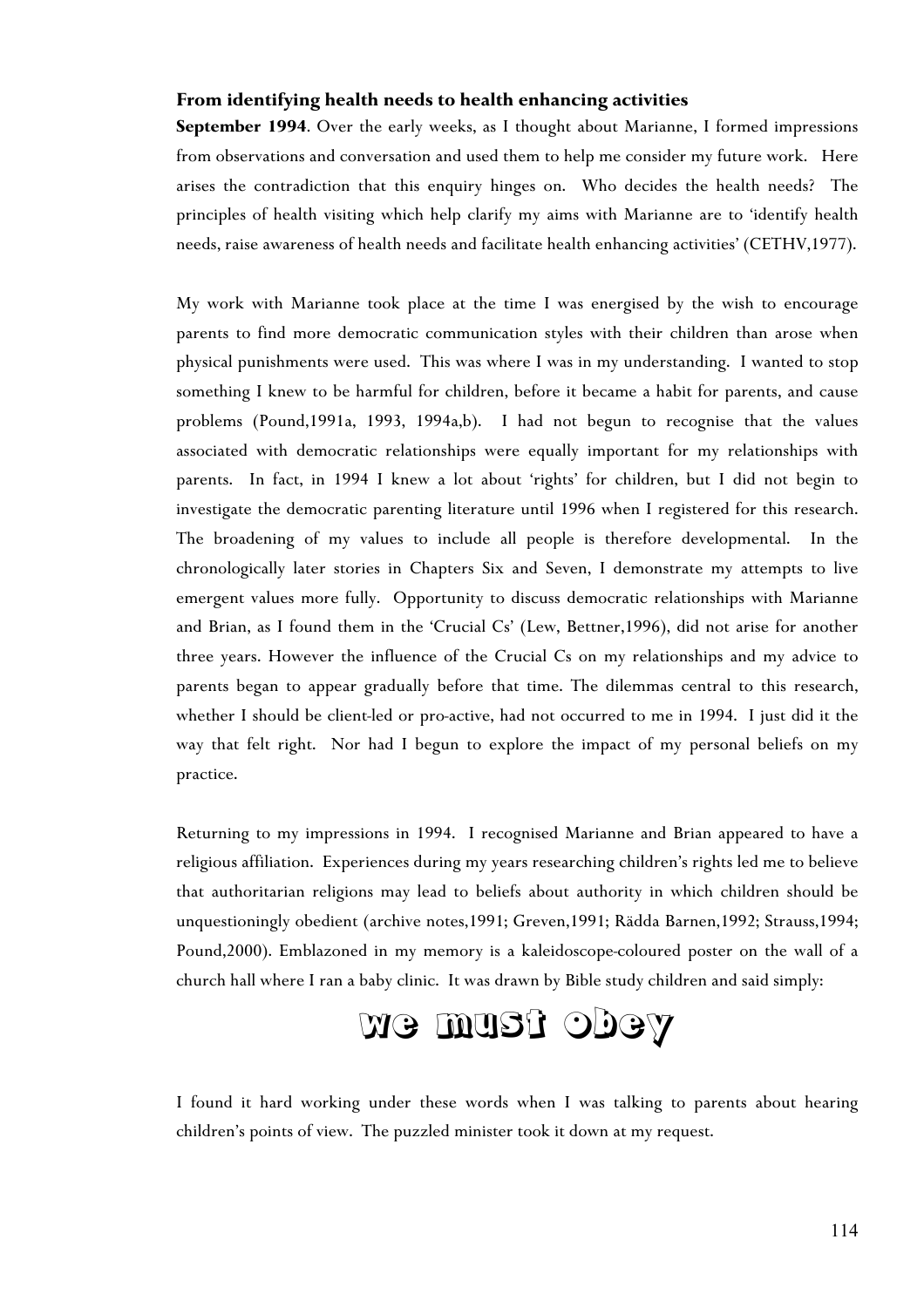### From identifying health needs to health enhancing activities

**September 1994**. Over the early weeks, as I thought about Marianne, I formed impressions from observations and conversation and used them to help me consider my future work. Here arises the contradiction that this enquiry hinges on. Who decides the health needs? The principles of health visiting which help clarify my aims with Marianne are to 'identify health needs, raise awareness of health needs and facilitate health enhancing activities' (CETHV,1977).

My work with Marianne took place at the time I was energised by the wish to encourage parents to find more democratic communication styles with their children than arose when physical punishments were used. This was where I was in my understanding. I wanted to stop something I knew to be harmful for children, before it became a habit for parents, and cause problems (Pound,1991a, 1993, 1994a,b). I had not begun to recognise that the values associated with democratic relationships were equally important for my relationships with parents. In fact, in 1994 I knew a lot about 'rights' for children, but I did not begin to investigate the democratic parenting literature until 1996 when I registered for this research. The broadening of my values to include all people is therefore developmental. In the chronologically later stories in Chapters Six and Seven, I demonstrate my attempts to live emergent values more fully. Opportunity to discuss democratic relationships with Marianne and Brian, as I found them in the 'Crucial Cs' (Lew, Bettner,1996), did not arise for another three years. However the influence of the Crucial Cs on my relationships and my advice to parents began to appear gradually before that time. The dilemmas central to this research, whether I should be client-led or pro-active, had not occurred to me in 1994. I just did it the way that felt right. Nor had I begun to explore the impact of my personal beliefs on my practice.

Returning to my impressions in 1994. I recognised Marianne and Brian appeared to have a religious affiliation. Experiences during my years researching children's rights led me to believe that authoritarian religions may lead to beliefs about authority in which children should be unquestioningly obedient (archive notes,1991; Greven,1991; Rädda Barnen,1992; Strauss,1994; Pound,2000). Emblazoned in my memory is a kaleidoscope-coloured poster on the wall of a church hall where I ran a baby clinic. It was drawn by Bible study children and said simply:

**we must obey**

I found it hard working under these words when I was talking to parents about hearing children's points of view. The puzzled minister took it down at my request.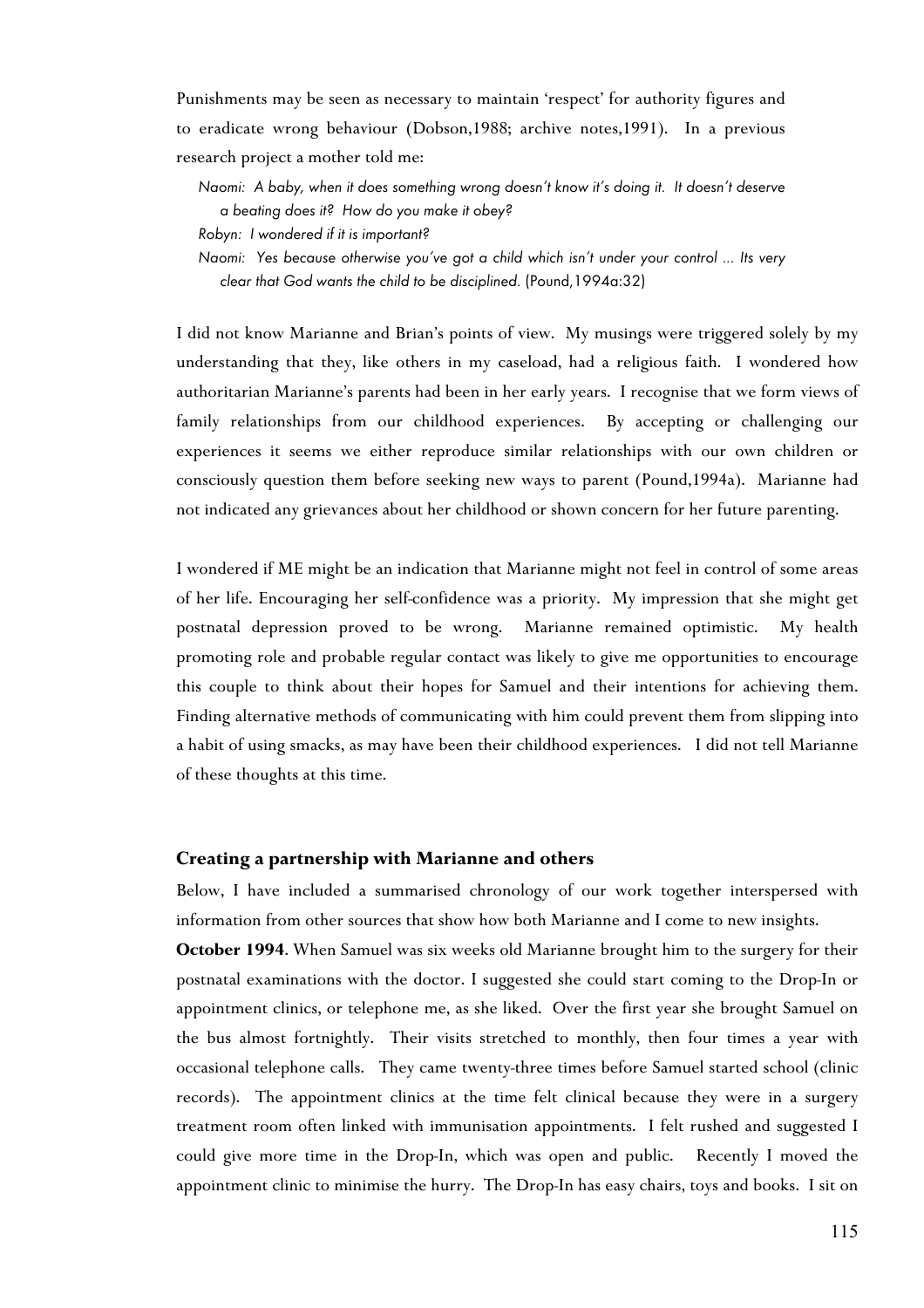Punishments may be seen as necessary to maintain 'respect' for authority figures and to eradicate wrong behaviour (Dobson,1988; archive notes,1991). In a previous research project a mother told me:

> *Naomi: A baby, when it does something wrong doesn't know it's doing it. It doesn't deserve a beating does it? How do you make it obey?*
>
> *Robyn: I wondered if it is important?*
>
> *Naomi: Yes because otherwise you've got a child which isn't under your control ... Its very clear that God wants the child to be disciplined.* (Pound,1994a:32)

I did not know Marianne and Brian's points of view. My musings were triggered solely by my understanding that they, like others in my caseload, had a religious faith. I wondered how authoritarian Marianne's parents had been in her early years. I recognise that we form views of family relationships from our childhood experiences. By accepting or challenging our experiences it seems we either reproduce similar relationships with our own children or consciously question them before seeking new ways to parent (Pound,1994a). Marianne had not indicated any grievances about her childhood or shown concern for her future parenting.

I wondered if ME might be an indication that Marianne might not feel in control of some areas of her life. Encouraging her self-confidence was a priority. My impression that she might get postnatal depression proved to be wrong. Marianne remained optimistic. My health promoting role and probable regular contact was likely to give me opportunities to encourage this couple to think about their hopes for Samuel and their intentions for achieving them. Finding alternative methods of communicating with him could prevent them from slipping into a habit of using smacks, as may have been their childhood experiences. I did not tell Marianne of these thoughts at this time.

### Creating a partnership with Marianne and others

Below, I have included a summarised chronology of our work together interspersed with information from other sources that show how both Marianne and I come to new insights.

**October 1994**. When Samuel was six weeks old Marianne brought him to the surgery for their postnatal examinations with the doctor. I suggested she could start coming to the Drop-In or appointment clinics, or telephone me, as she liked. Over the first year she brought Samuel on the bus almost fortnightly. Their visits stretched to monthly, then four times a year with occasional telephone calls. They came twenty-three times before Samuel started school (clinic records). The appointment clinics at the time felt clinical because they were in a surgery treatment room often linked with immunisation appointments. I felt rushed and suggested I could give more time in the Drop-In, which was open and public. Recently I moved the appointment clinic to minimise the hurry. The Drop-In has easy chairs, toys and books. I sit on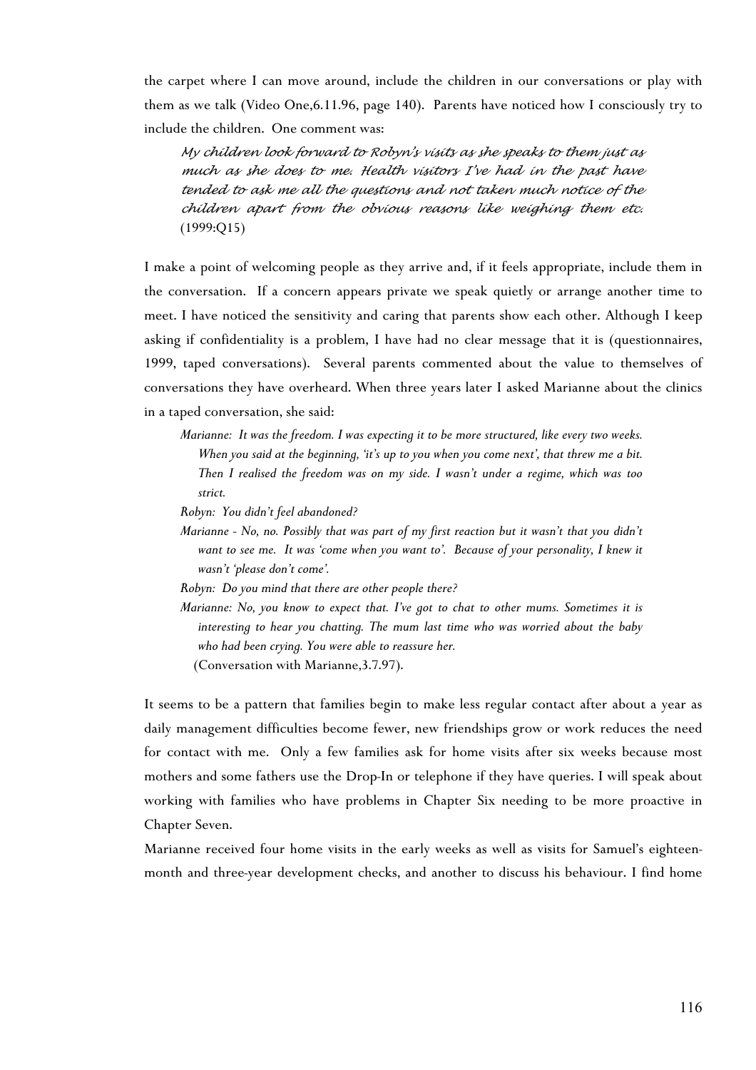the carpet where I can move around, include the children in our conversations or play with them as we talk (Video One,6.11.96, page 140). Parents have noticed how I consciously try to include the children. One comment was:

> *My children look forward to Robyn's visits as she speaks to them just as much as she does to me. Health visitors I've had in the past have tended to ask me all the questions and not taken much notice of the children apart from the obvious reasons like weighing them etc.* (1999:Q15)

I make a point of welcoming people as they arrive and, if it feels appropriate, include them in the conversation. If a concern appears private we speak quietly or arrange another time to meet. I have noticed the sensitivity and caring that parents show each other. Although I keep asking if confidentiality is a problem, I have had no clear message that it is (questionnaires, 1999, taped conversations). Several parents commented about the value to themselves of conversations they have overheard. When three years later I asked Marianne about the clinics in a taped conversation, she said:

> *Marianne: It was the freedom. I was expecting it to be more structured, like every two weeks. When you said at the beginning, 'it's up to you when you come next', that threw me a bit. Then I realised the freedom was on my side. I wasn't under a regime, which was too strict.*
>
> *Robyn: You didn't feel abandoned?*
>
> *Marianne - No, no. Possibly that was part of my first reaction but it wasn't that you didn't want to see me. It was 'come when you want to'. Because of your personality, I knew it wasn't 'please don't come'.*
>
> *Robyn: Do you mind that there are other people there?*
>
> *Marianne: No, you know to expect that. I've got to chat to other mums. Sometimes it is interesting to hear you chatting. The mum last time who was worried about the baby who had been crying. You were able to reassure her.*
>
> (Conversation with Marianne,3.7.97).

It seems to be a pattern that families begin to make less regular contact after about a year as daily management difficulties become fewer, new friendships grow or work reduces the need for contact with me. Only a few families ask for home visits after six weeks because most mothers and some fathers use the Drop-In or telephone if they have queries. I will speak about working with families who have problems in Chapter Six needing to be more proactive in Chapter Seven.

Marianne received four home visits in the early weeks as well as visits for Samuel's eighteen-month and three-year development checks, and another to discuss his behaviour. I find home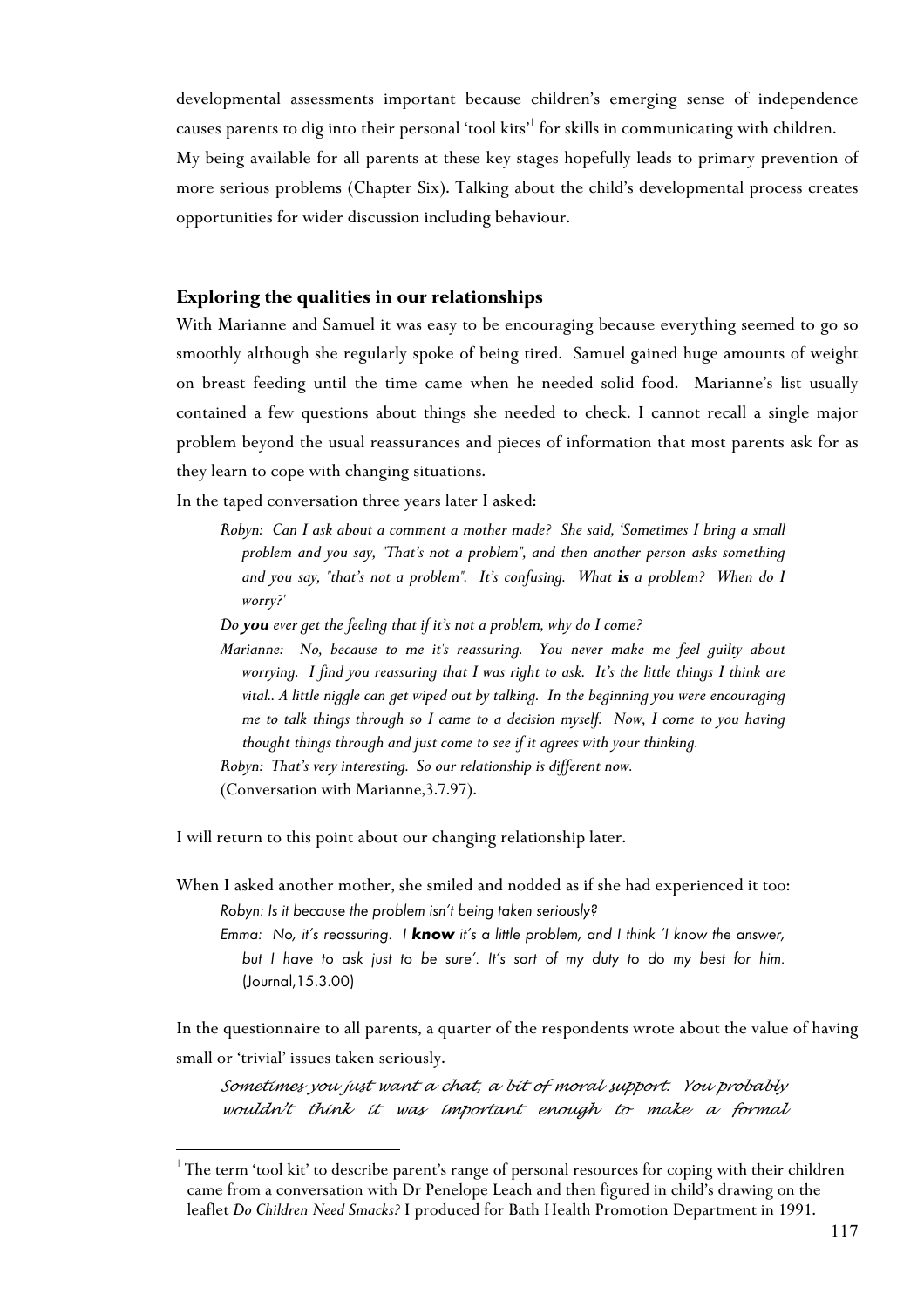developmental assessments important because children's emerging sense of independence causes parents to dig into their personal 'tool kits'[1] for skills in communicating with children. My being available for all parents at these key stages hopefully leads to primary prevention of more serious problems (Chapter Six). Talking about the child's developmental process creates opportunities for wider discussion including behaviour.

### Exploring the qualities in our relationships

With Marianne and Samuel it was easy to be encouraging because everything seemed to go so smoothly although she regularly spoke of being tired. Samuel gained huge amounts of weight on breast feeding until the time came when he needed solid food. Marianne's list usually contained a few questions about things she needed to check. I cannot recall a single major problem beyond the usual reassurances and pieces of information that most parents ask for as they learn to cope with changing situations.

In the taped conversation three years later I asked:

> *Robyn: Can I ask about a comment a mother made? She said, 'Sometimes I bring a small problem and you say, "That's not a problem", and then another person asks something and you say, "that's not a problem". It's confusing. What **is** a problem? When do I worry?'*
>
> *Do **you** ever get the feeling that if it's not a problem, why do I come?*
>
> *Marianne: No, because to me it's reassuring. You never make me feel guilty about worrying. I find you reassuring that I was right to ask. It's the little things I think are vital.. A little niggle can get wiped out by talking. In the beginning you were encouraging me to talk things through so I came to a decision myself. Now, I come to you having thought things through and just come to see if it agrees with your thinking.*
>
> *Robyn: That's very interesting. So our relationship is different now.*
>
> (Conversation with Marianne,3.7.97).

I will return to this point about our changing relationship later.

When I asked another mother, she smiled and nodded as if she had experienced it too:

> *Robyn: Is it because the problem isn't being taken seriously?*
>
> *Emma: No, it's reassuring. I **know** it's a little problem, and I think 'I know the answer, but I have to ask just to be sure'. It's sort of my duty to do my best for him.* (Journal,15.3.00)

In the questionnaire to all parents, a quarter of the respondents wrote about the value of having small or 'trivial' issues taken seriously.

> *Sometimes you just want a chat, a bit of moral support. You probably wouldn't think it was important enough to make a formal*

---

[1] The term 'tool kit' to describe parent's range of personal resources for coping with their children came from a conversation with Dr Penelope Leach and then figured in child's drawing on the leaflet *Do Children Need Smacks?* I produced for Bath Health Promotion Department in 1991.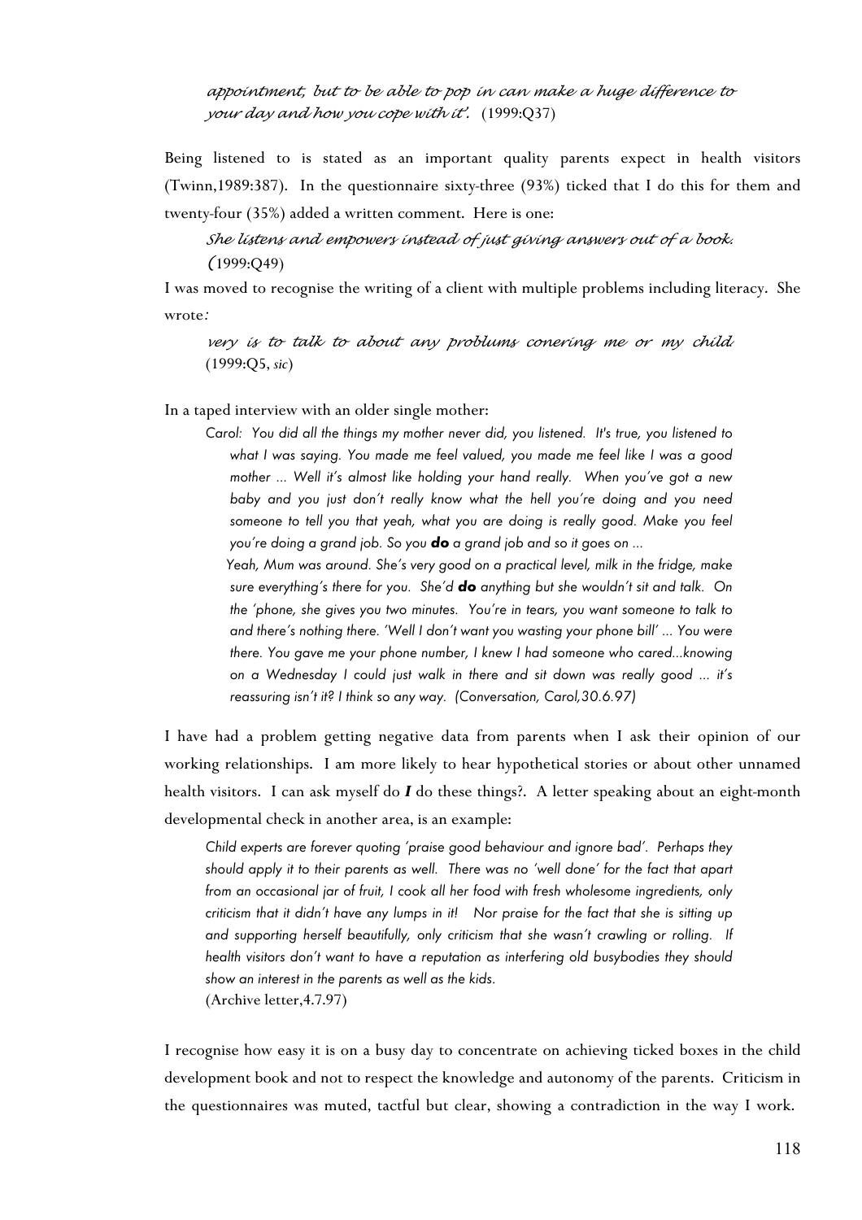*appointment, but to be able to pop in can make a huge difference to your day and how you cope with it'.* (1999:Q37)

Being listened to is stated as an important quality parents expect in health visitors (Twinn,1989:387). In the questionnaire sixty-three (93%) ticked that I do this for them and twenty-four (35%) added a written comment. Here is one:

> *She listens and empowers instead of just giving answers out of a book.* (1999:Q49)

I was moved to recognise the writing of a client with multiple problems including literacy. She wrote*:*

> *very is to talk to about any problums conering me or my child.* (1999:Q5, *sic*)

In a taped interview with an older single mother:

> *Carol: You did all the things my mother never did, you listened. It's true, you listened to what I was saying. You made me feel valued, you made me feel like I was a good mother ... Well it's almost like holding your hand really. When you've got a new baby and you just don't really know what the hell you're doing and you need someone to tell you that yeah, what you are doing is really good. Make you feel you're doing a grand job. So you* ***do*** *a grand job and so it goes on ...*
>
> *Yeah, Mum was around. She's very good on a practical level, milk in the fridge, make sure everything's there for you. She'd* ***do*** *anything but she wouldn't sit and talk. On the 'phone, she gives you two minutes. You're in tears, you want someone to talk to and there's nothing there. 'Well I don't want you wasting your phone bill' ... You were there. You gave me your phone number, I knew I had someone who cared...knowing on a Wednesday I could just walk in there and sit down was really good ... it's reassuring isn't it? I think so any way. (Conversation, Carol,30.6.97)*

I have had a problem getting negative data from parents when I ask their opinion of our working relationships. I am more likely to hear hypothetical stories or about other unnamed health visitors. I can ask myself do ***I*** do these things?. A letter speaking about an eight-month developmental check in another area, is an example:

> *Child experts are forever quoting 'praise good behaviour and ignore bad'. Perhaps they should apply it to their parents as well. There was no 'well done' for the fact that apart from an occasional jar of fruit, I cook all her food with fresh wholesome ingredients, only criticism that it didn't have any lumps in it! Nor praise for the fact that she is sitting up and supporting herself beautifully, only criticism that she wasn't crawling or rolling. If health visitors don't want to have a reputation as interfering old busybodies they should show an interest in the parents as well as the kids.*
> (Archive letter,4.7.97)

I recognise how easy it is on a busy day to concentrate on achieving ticked boxes in the child development book and not to respect the knowledge and autonomy of the parents. Criticism in the questionnaires was muted, tactful but clear, showing a contradiction in the way I work.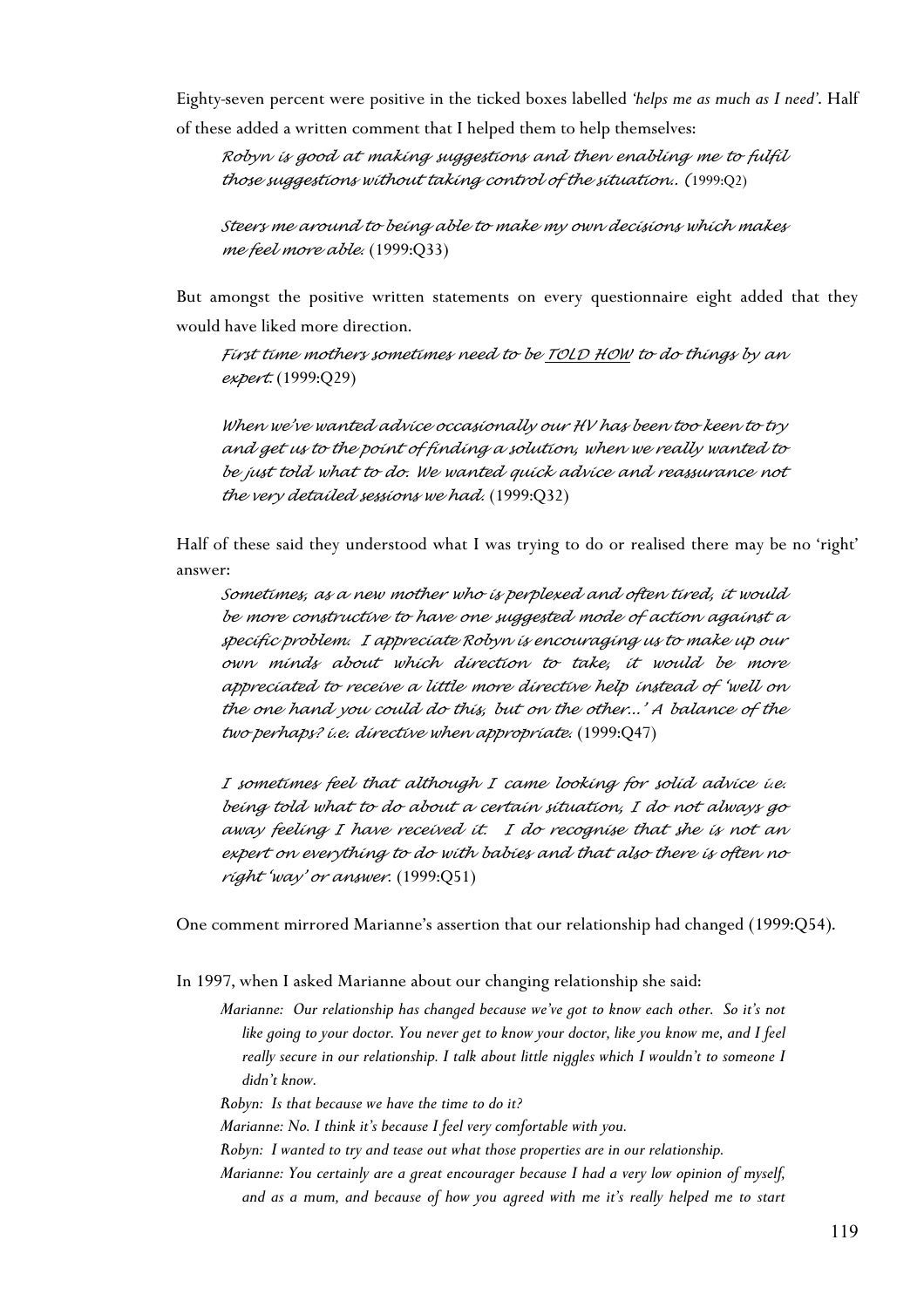Eighty-seven percent were positive in the ticked boxes labelled *'helps me as much as I need'*. Half of these added a written comment that I helped them to help themselves:

> *Robyn is good at making suggestions and then enabling me to fulfil those suggestions without taking control of the situation..* (1999:Q2)

> *Steers me around to being able to make my own decisions which makes me feel more able.* (1999:Q33)

But amongst the positive written statements on every questionnaire eight added that they would have liked more direction.

> *First time mothers sometimes need to be TOLD HOW to do things by an expert.* (1999:Q29)

> *When we've wanted advice occasionally our HV has been too keen to try and get us to the point of finding a solution, when we really wanted to be just told what to do. We wanted quick advice and reassurance not the very detailed sessions we had.* (1999:Q32)

Half of these said they understood what I was trying to do or realised there may be no 'right' answer:

> *Sometimes, as a new mother who is perplexed and often tired, it would be more constructive to have one suggested mode of action against a specific problem. I appreciate Robyn is encouraging us to make up our own minds about which direction to take, it would be more appreciated to receive a little more directive help instead of 'well on the one hand you could do this, but on the other...' A balance of the two perhaps? i.e. directive when appropriate.* (1999:Q47)

> *I sometimes feel that although I came looking for solid advice i.e. being told what to do about a certain situation, I do not always go away feeling I have received it. I do recognise that she is not an expert on everything to do with babies and that also there is often no right 'way' or answer.* (1999:Q51)

One comment mirrored Marianne's assertion that our relationship had changed (1999:Q54).

In 1997, when I asked Marianne about our changing relationship she said:

> *Marianne: Our relationship has changed because we've got to know each other. So it's not like going to your doctor. You never get to know your doctor, like you know me, and I feel really secure in our relationship. I talk about little niggles which I wouldn't to someone I didn't know.*
>
> *Robyn: Is that because we have the time to do it?*
>
> *Marianne: No. I think it's because I feel very comfortable with you.*
>
> *Robyn: I wanted to try and tease out what those properties are in our relationship.*
>
> *Marianne: You certainly are a great encourager because I had a very low opinion of myself, and as a mum, and because of how you agreed with me it's really helped me to start*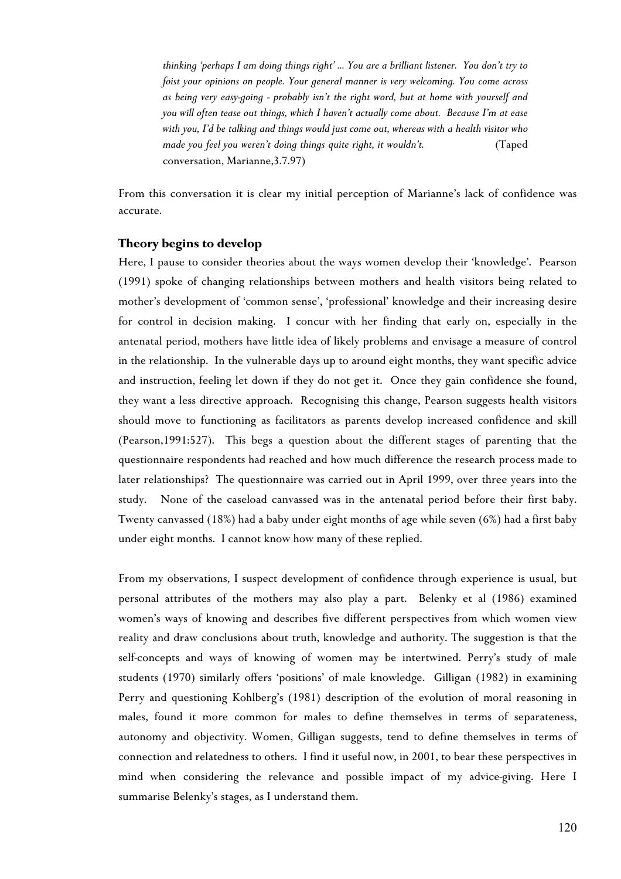> *thinking 'perhaps I am doing things right' ... You are a brilliant listener. You don't try to foist your opinions on people. Your general manner is very welcoming. You come across as being very easy-going - probably isn't the right word, but at home with yourself and you will often tease out things, which I haven't actually come about. Because I'm at ease with you, I'd be talking and things would just come out, whereas with a health visitor who made you feel you weren't doing things quite right, it wouldn't.* (Taped conversation, Marianne,3.7.97)

From this conversation it is clear my initial perception of Marianne's lack of confidence was accurate.

### Theory begins to develop

Here, I pause to consider theories about the ways women develop their 'knowledge'. Pearson (1991) spoke of changing relationships between mothers and health visitors being related to mother's development of 'common sense', 'professional' knowledge and their increasing desire for control in decision making. I concur with her finding that early on, especially in the antenatal period, mothers have little idea of likely problems and envisage a measure of control in the relationship. In the vulnerable days up to around eight months, they want specific advice and instruction, feeling let down if they do not get it. Once they gain confidence she found, they want a less directive approach. Recognising this change, Pearson suggests health visitors should move to functioning as facilitators as parents develop increased confidence and skill (Pearson,1991:527). This begs a question about the different stages of parenting that the questionnaire respondents had reached and how much difference the research process made to later relationships? The questionnaire was carried out in April 1999, over three years into the study. None of the caseload canvassed was in the antenatal period before their first baby. Twenty canvassed (18%) had a baby under eight months of age while seven (6%) had a first baby under eight months. I cannot know how many of these replied.

From my observations, I suspect development of confidence through experience is usual, but personal attributes of the mothers may also play a part. Belenky et al (1986) examined women's ways of knowing and describes five different perspectives from which women view reality and draw conclusions about truth, knowledge and authority. The suggestion is that the self-concepts and ways of knowing of women may be intertwined. Perry's study of male students (1970) similarly offers 'positions' of male knowledge. Gilligan (1982) in examining Perry and questioning Kohlberg's (1981) description of the evolution of moral reasoning in males, found it more common for males to define themselves in terms of separateness, autonomy and objectivity. Women, Gilligan suggests, tend to define themselves in terms of connection and relatedness to others. I find it useful now, in 2001, to bear these perspectives in mind when considering the relevance and possible impact of my advice-giving. Here I summarise Belenky's stages, as I understand them.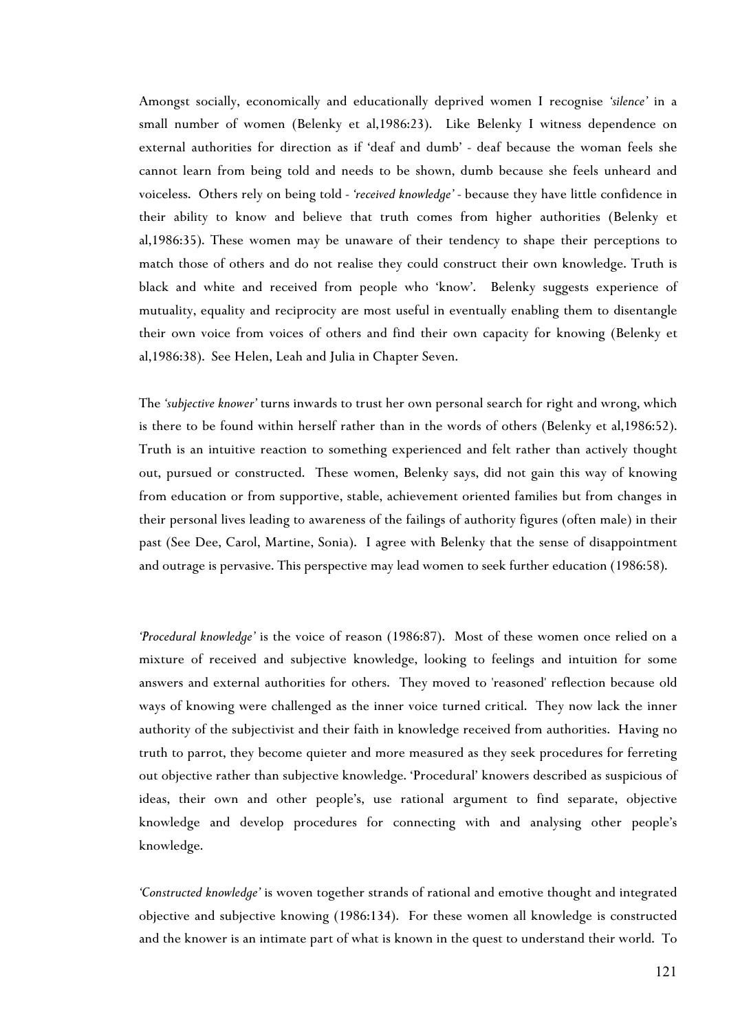Amongst socially, economically and educationally deprived women I recognise *'silence'* in a small number of women (Belenky et al,1986:23). Like Belenky I witness dependence on external authorities for direction as if 'deaf and dumb' - deaf because the woman feels she cannot learn from being told and needs to be shown, dumb because she feels unheard and voiceless. Others rely on being told - *'received knowledge'* - because they have little confidence in their ability to know and believe that truth comes from higher authorities (Belenky et al,1986:35). These women may be unaware of their tendency to shape their perceptions to match those of others and do not realise they could construct their own knowledge. Truth is black and white and received from people who 'know'. Belenky suggests experience of mutuality, equality and reciprocity are most useful in eventually enabling them to disentangle their own voice from voices of others and find their own capacity for knowing (Belenky et al,1986:38). See Helen, Leah and Julia in Chapter Seven.

The *'subjective knower'* turns inwards to trust her own personal search for right and wrong, which is there to be found within herself rather than in the words of others (Belenky et al,1986:52). Truth is an intuitive reaction to something experienced and felt rather than actively thought out, pursued or constructed. These women, Belenky says, did not gain this way of knowing from education or from supportive, stable, achievement oriented families but from changes in their personal lives leading to awareness of the failings of authority figures (often male) in their past (See Dee, Carol, Martine, Sonia). I agree with Belenky that the sense of disappointment and outrage is pervasive. This perspective may lead women to seek further education (1986:58).

*'Procedural knowledge'* is the voice of reason (1986:87). Most of these women once relied on a mixture of received and subjective knowledge, looking to feelings and intuition for some answers and external authorities for others. They moved to 'reasoned' reflection because old ways of knowing were challenged as the inner voice turned critical. They now lack the inner authority of the subjectivist and their faith in knowledge received from authorities. Having no truth to parrot, they become quieter and more measured as they seek procedures for ferreting out objective rather than subjective knowledge. 'Procedural' knowers described as suspicious of ideas, their own and other people's, use rational argument to find separate, objective knowledge and develop procedures for connecting with and analysing other people's knowledge.

*'Constructed knowledge'* is woven together strands of rational and emotive thought and integrated objective and subjective knowing (1986:134). For these women all knowledge is constructed and the knower is an intimate part of what is known in the quest to understand their world. To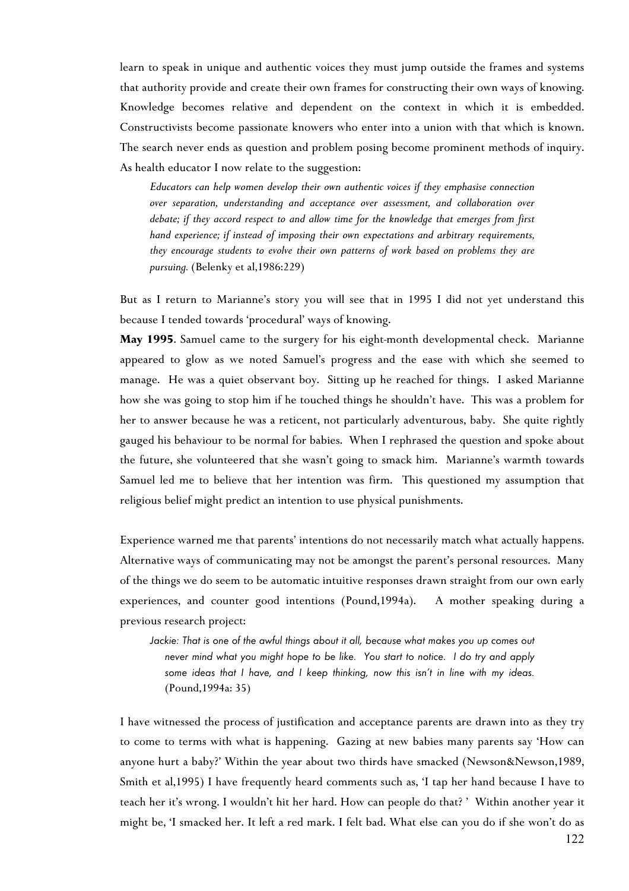learn to speak in unique and authentic voices they must jump outside the frames and systems that authority provide and create their own frames for constructing their own ways of knowing. Knowledge becomes relative and dependent on the context in which it is embedded. Constructivists become passionate knowers who enter into a union with that which is known. The search never ends as question and problem posing become prominent methods of inquiry. As health educator I now relate to the suggestion:

> *Educators can help women develop their own authentic voices if they emphasise connection over separation, understanding and acceptance over assessment, and collaboration over debate; if they accord respect to and allow time for the knowledge that emerges from first hand experience; if instead of imposing their own expectations and arbitrary requirements, they encourage students to evolve their own patterns of work based on problems they are pursuing.* (Belenky et al,1986:229)

But as I return to Marianne's story you will see that in 1995 I did not yet understand this because I tended towards 'procedural' ways of knowing.

**May 1995**. Samuel came to the surgery for his eight-month developmental check. Marianne appeared to glow as we noted Samuel's progress and the ease with which she seemed to manage. He was a quiet observant boy. Sitting up he reached for things. I asked Marianne how she was going to stop him if he touched things he shouldn't have. This was a problem for her to answer because he was a reticent, not particularly adventurous, baby. She quite rightly gauged his behaviour to be normal for babies. When I rephrased the question and spoke about the future, she volunteered that she wasn't going to smack him. Marianne's warmth towards Samuel led me to believe that her intention was firm. This questioned my assumption that religious belief might predict an intention to use physical punishments.

Experience warned me that parents' intentions do not necessarily match what actually happens. Alternative ways of communicating may not be amongst the parent's personal resources. Many of the things we do seem to be automatic intuitive responses drawn straight from our own early experiences, and counter good intentions (Pound,1994a). A mother speaking during a previous research project:

> *Jackie: That is one of the awful things about it all, because what makes you up comes out never mind what you might hope to be like. You start to notice. I do try and apply some ideas that I have, and I keep thinking, now this isn't in line with my ideas.* (Pound,1994a: 35)

I have witnessed the process of justification and acceptance parents are drawn into as they try to come to terms with what is happening. Gazing at new babies many parents say 'How can anyone hurt a baby?' Within the year about two thirds have smacked (Newson&Newson,1989, Smith et al,1995) I have frequently heard comments such as, 'I tap her hand because I have to teach her it's wrong. I wouldn't hit her hard. How can people do that? ' Within another year it might be, 'I smacked her. It left a red mark. I felt bad. What else can you do if she won't do as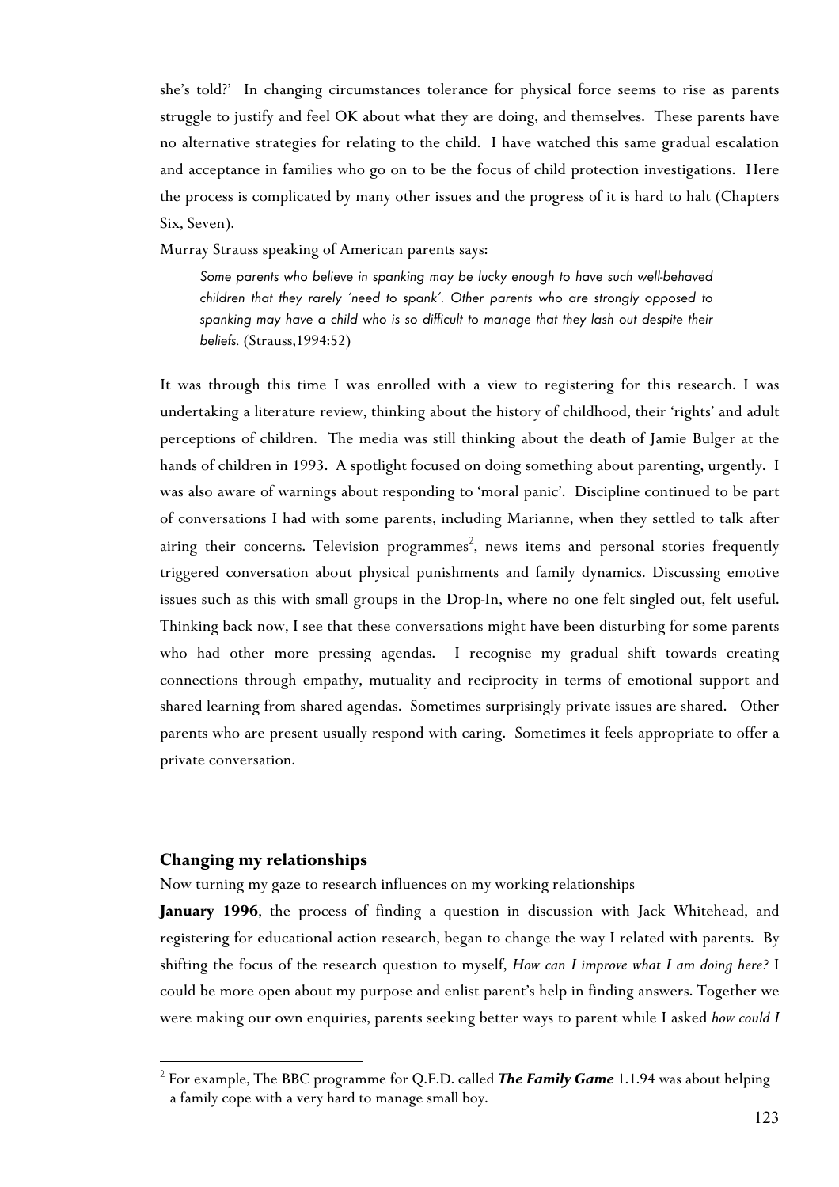she's told?' In changing circumstances tolerance for physical force seems to rise as parents struggle to justify and feel OK about what they are doing, and themselves. These parents have no alternative strategies for relating to the child. I have watched this same gradual escalation and acceptance in families who go on to be the focus of child protection investigations. Here the process is complicated by many other issues and the progress of it is hard to halt (Chapters Six, Seven).

Murray Strauss speaking of American parents says:

> *Some parents who believe in spanking may be lucky enough to have such well-behaved children that they rarely 'need to spank'. Other parents who are strongly opposed to spanking may have a child who is so difficult to manage that they lash out despite their beliefs.* (Strauss,1994:52)

It was through this time I was enrolled with a view to registering for this research. I was undertaking a literature review, thinking about the history of childhood, their 'rights' and adult perceptions of children. The media was still thinking about the death of Jamie Bulger at the hands of children in 1993. A spotlight focused on doing something about parenting, urgently. I was also aware of warnings about responding to 'moral panic'. Discipline continued to be part of conversations I had with some parents, including Marianne, when they settled to talk after airing their concerns. Television programmes[2], news items and personal stories frequently triggered conversation about physical punishments and family dynamics. Discussing emotive issues such as this with small groups in the Drop-In, where no one felt singled out, felt useful. Thinking back now, I see that these conversations might have been disturbing for some parents who had other more pressing agendas. I recognise my gradual shift towards creating connections through empathy, mutuality and reciprocity in terms of emotional support and shared learning from shared agendas. Sometimes surprisingly private issues are shared. Other parents who are present usually respond with caring. Sometimes it feels appropriate to offer a private conversation.

### Changing my relationships

Now turning my gaze to research influences on my working relationships

**January 1996**, the process of finding a question in discussion with Jack Whitehead, and registering for educational action research, began to change the way I related with parents. By shifting the focus of the research question to myself, *How can I improve what I am doing here?* I could be more open about my purpose and enlist parent's help in finding answers. Together we were making our own enquiries, parents seeking better ways to parent while I asked *how could I*

[2] For example, The BBC programme for Q.E.D. called ***The Family Game*** 1.1.94 was about helping a family cope with a very hard to manage small boy.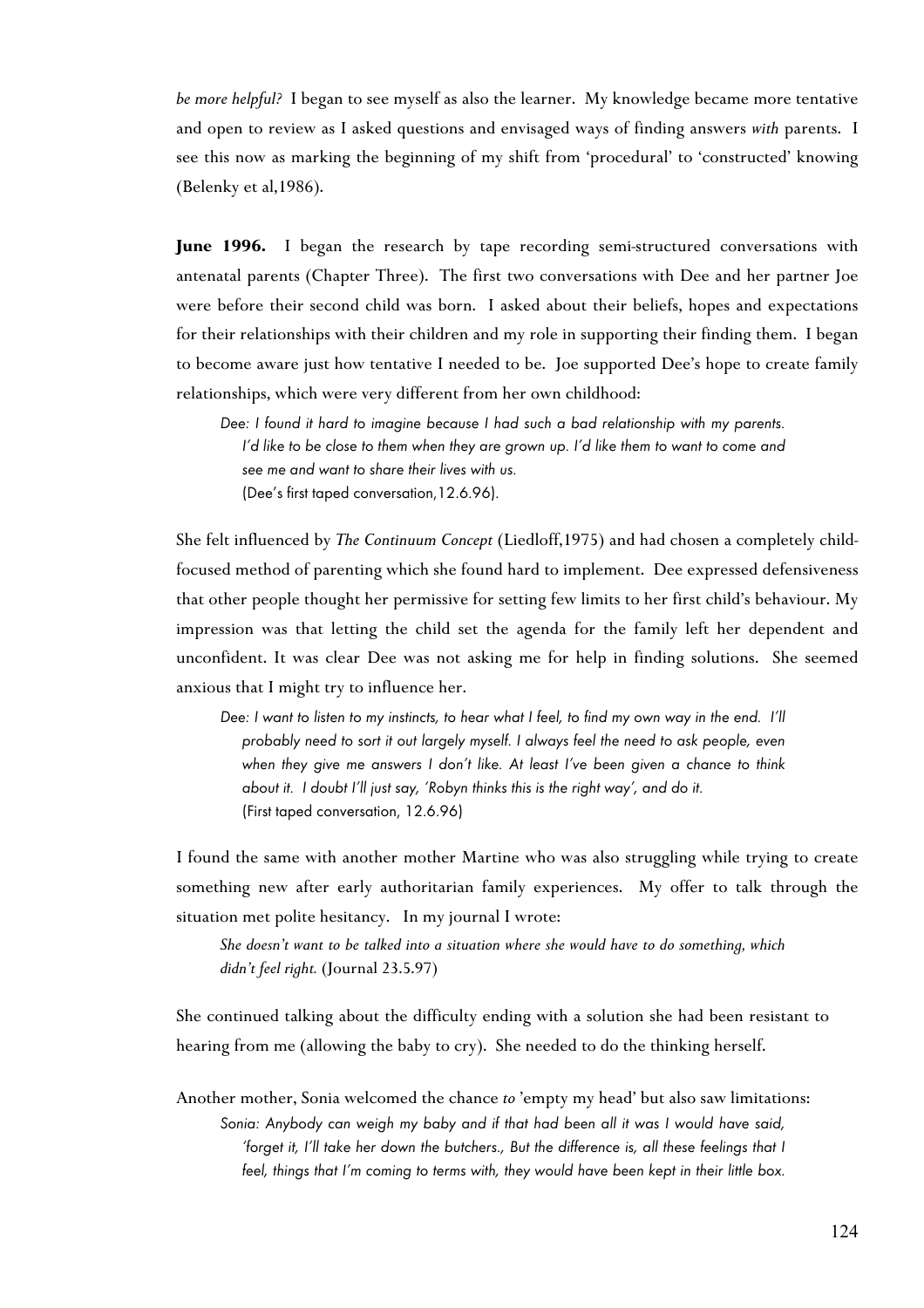*be more helpful?* I began to see myself as also the learner. My knowledge became more tentative and open to review as I asked questions and envisaged ways of finding answers *with* parents. I see this now as marking the beginning of my shift from 'procedural' to 'constructed' knowing (Belenky et al,1986).

**June 1996.** I began the research by tape recording semi-structured conversations with antenatal parents (Chapter Three). The first two conversations with Dee and her partner Joe were before their second child was born. I asked about their beliefs, hopes and expectations for their relationships with their children and my role in supporting their finding them. I began to become aware just how tentative I needed to be. Joe supported Dee's hope to create family relationships, which were very different from her own childhood:

> *Dee: I found it hard to imagine because I had such a bad relationship with my parents. I'd like to be close to them when they are grown up. I'd like them to want to come and see me and want to share their lives with us.*
> (Dee's first taped conversation,12.6.96).

She felt influenced by *The Continuum Concept* (Liedloff,1975) and had chosen a completely child-focused method of parenting which she found hard to implement. Dee expressed defensiveness that other people thought her permissive for setting few limits to her first child's behaviour. My impression was that letting the child set the agenda for the family left her dependent and unconfident. It was clear Dee was not asking me for help in finding solutions. She seemed anxious that I might try to influence her.

> *Dee: I want to listen to my instincts, to hear what I feel, to find my own way in the end. I'll probably need to sort it out largely myself. I always feel the need to ask people, even when they give me answers I don't like. At least I've been given a chance to think about it. I doubt I'll just say, 'Robyn thinks this is the right way', and do it.*
> (First taped conversation, 12.6.96)

I found the same with another mother Martine who was also struggling while trying to create something new after early authoritarian family experiences. My offer to talk through the situation met polite hesitancy. In my journal I wrote:

> *She doesn't want to be talked into a situation where she would have to do something, which didn't feel right.* (Journal 23.5.97)

She continued talking about the difficulty ending with a solution she had been resistant to hearing from me (allowing the baby to cry). She needed to do the thinking herself.

Another mother, Sonia welcomed the chance *to* 'empty my head' but also saw limitations:

> *Sonia: Anybody can weigh my baby and if that had been all it was I would have said, 'forget it, I'll take her down the butchers., But the difference is, all these feelings that I feel, things that I'm coming to terms with, they would have been kept in their little box.*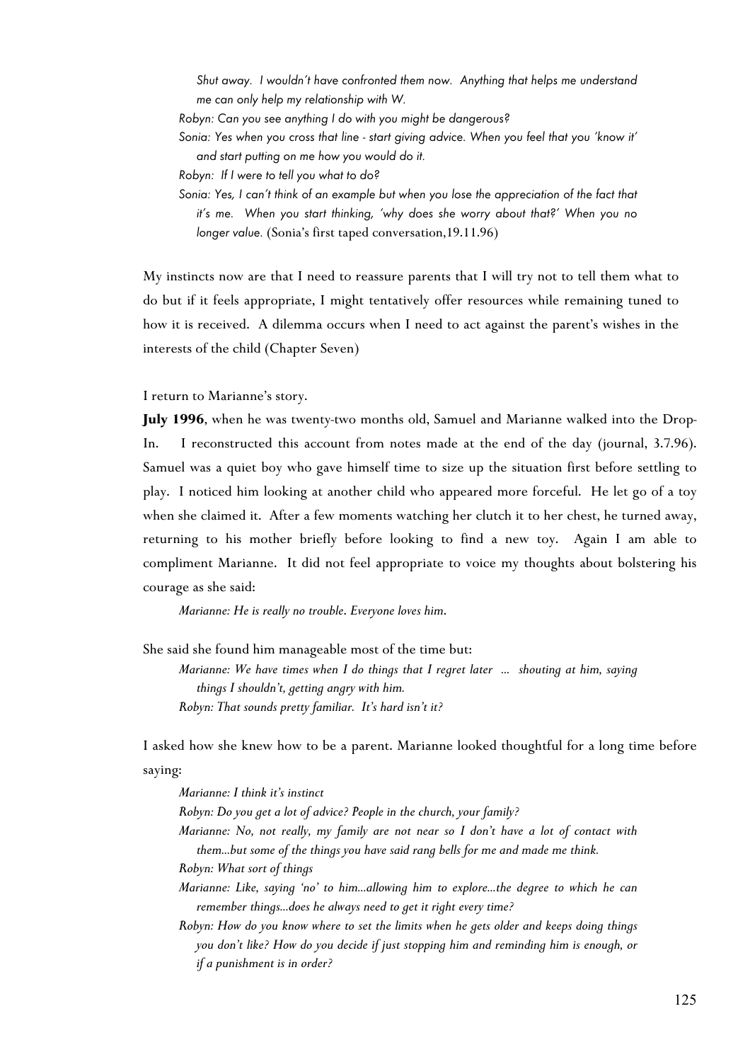> *Shut away. I wouldn't have confronted them now. Anything that helps me understand me can only help my relationship with W.*
>
> *Robyn: Can you see anything I do with you might be dangerous?*
>
> *Sonia: Yes when you cross that line - start giving advice. When you feel that you 'know it' and start putting on me how you would do it.*
>
> *Robyn: If I were to tell you what to do?*
>
> *Sonia: Yes, I can't think of an example but when you lose the appreciation of the fact that it's me. When you start thinking, 'why does she worry about that?' When you no longer value.* (Sonia's first taped conversation,19.11.96)

My instincts now are that I need to reassure parents that I will try not to tell them what to do but if it feels appropriate, I might tentatively offer resources while remaining tuned to how it is received. A dilemma occurs when I need to act against the parent's wishes in the interests of the child (Chapter Seven)

I return to Marianne's story.

**July 1996**, when he was twenty-two months old, Samuel and Marianne walked into the Drop-In. I reconstructed this account from notes made at the end of the day (journal, 3.7.96). Samuel was a quiet boy who gave himself time to size up the situation first before settling to play. I noticed him looking at another child who appeared more forceful. He let go of a toy when she claimed it. After a few moments watching her clutch it to her chest, he turned away, returning to his mother briefly before looking to find a new toy. Again I am able to compliment Marianne. It did not feel appropriate to voice my thoughts about bolstering his courage as she said:

> *Marianne: He is really no trouble. Everyone loves him.*

She said she found him manageable most of the time but:

> *Marianne: We have times when I do things that I regret later ... shouting at him, saying things I shouldn't, getting angry with him.*
>
> *Robyn: That sounds pretty familiar. It's hard isn't it?*

I asked how she knew how to be a parent. Marianne looked thoughtful for a long time before saying:

> *Marianne: I think it's instinct*
>
> *Robyn: Do you get a lot of advice? People in the church, your family?*
>
> *Marianne: No, not really, my family are not near so I don't have a lot of contact with them...but some of the things you have said rang bells for me and made me think.*
>
> *Robyn: What sort of things*
>
> *Marianne: Like, saying 'no' to him...allowing him to explore...the degree to which he can remember things...does he always need to get it right every time?*
>
> *Robyn: How do you know where to set the limits when he gets older and keeps doing things you don't like? How do you decide if just stopping him and reminding him is enough, or if a punishment is in order?*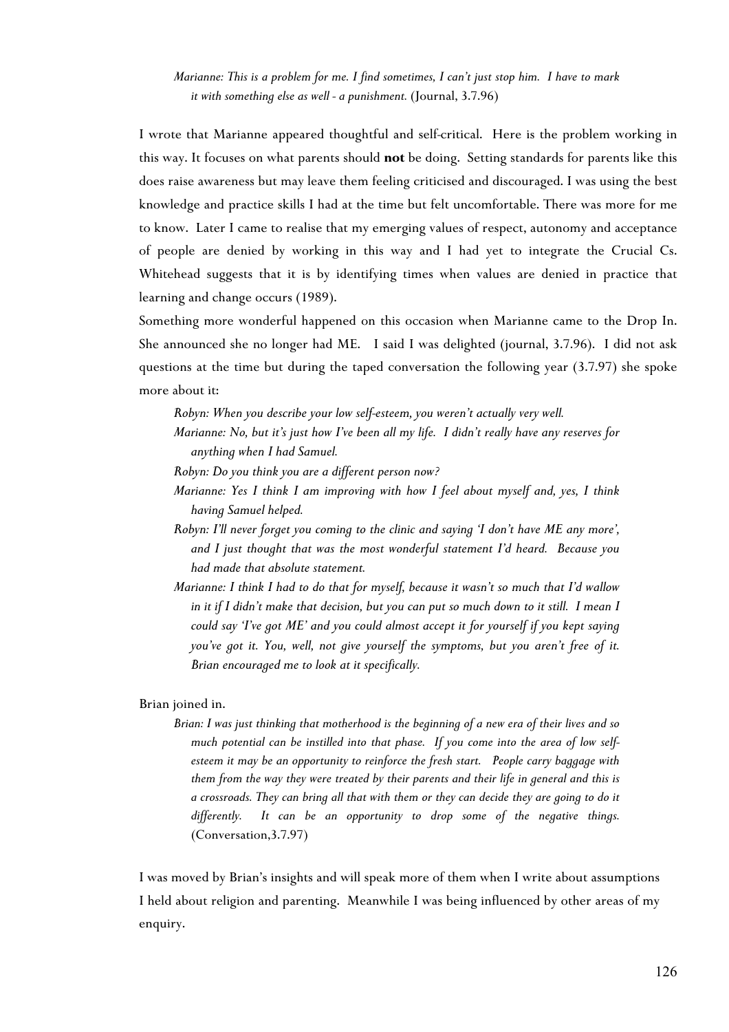> *Marianne: This is a problem for me. I find sometimes, I can't just stop him. I have to mark it with something else as well - a punishment.* (Journal, 3.7.96)

I wrote that Marianne appeared thoughtful and self-critical. Here is the problem working in this way. It focuses on what parents should **not** be doing. Setting standards for parents like this does raise awareness but may leave them feeling criticised and discouraged. I was using the best knowledge and practice skills I had at the time but felt uncomfortable. There was more for me to know. Later I came to realise that my emerging values of respect, autonomy and acceptance of people are denied by working in this way and I had yet to integrate the Crucial Cs. Whitehead suggests that it is by identifying times when values are denied in practice that learning and change occurs (1989).

Something more wonderful happened on this occasion when Marianne came to the Drop In. She announced she no longer had ME. I said I was delighted (journal, 3.7.96). I did not ask questions at the time but during the taped conversation the following year (3.7.97) she spoke more about it:

> *Robyn: When you describe your low self-esteem, you weren't actually very well.*
>
> *Marianne: No, but it's just how I've been all my life. I didn't really have any reserves for anything when I had Samuel.*
>
> *Robyn: Do you think you are a different person now?*
>
> *Marianne: Yes I think I am improving with how I feel about myself and, yes, I think having Samuel helped.*
>
> *Robyn: I'll never forget you coming to the clinic and saying 'I don't have ME any more', and I just thought that was the most wonderful statement I'd heard. Because you had made that absolute statement.*
>
> *Marianne: I think I had to do that for myself, because it wasn't so much that I'd wallow in it if I didn't make that decision, but you can put so much down to it still. I mean I could say 'I've got ME' and you could almost accept it for yourself if you kept saying you've got it. You, well, not give yourself the symptoms, but you aren't free of it. Brian encouraged me to look at it specifically.*

Brian joined in.

> *Brian: I was just thinking that motherhood is the beginning of a new era of their lives and so much potential can be instilled into that phase. If you come into the area of low self-esteem it may be an opportunity to reinforce the fresh start. People carry baggage with them from the way they were treated by their parents and their life in general and this is a crossroads. They can bring all that with them or they can decide they are going to do it differently. It can be an opportunity to drop some of the negative things.* (Conversation,3.7.97)

I was moved by Brian's insights and will speak more of them when I write about assumptions I held about religion and parenting. Meanwhile I was being influenced by other areas of my enquiry.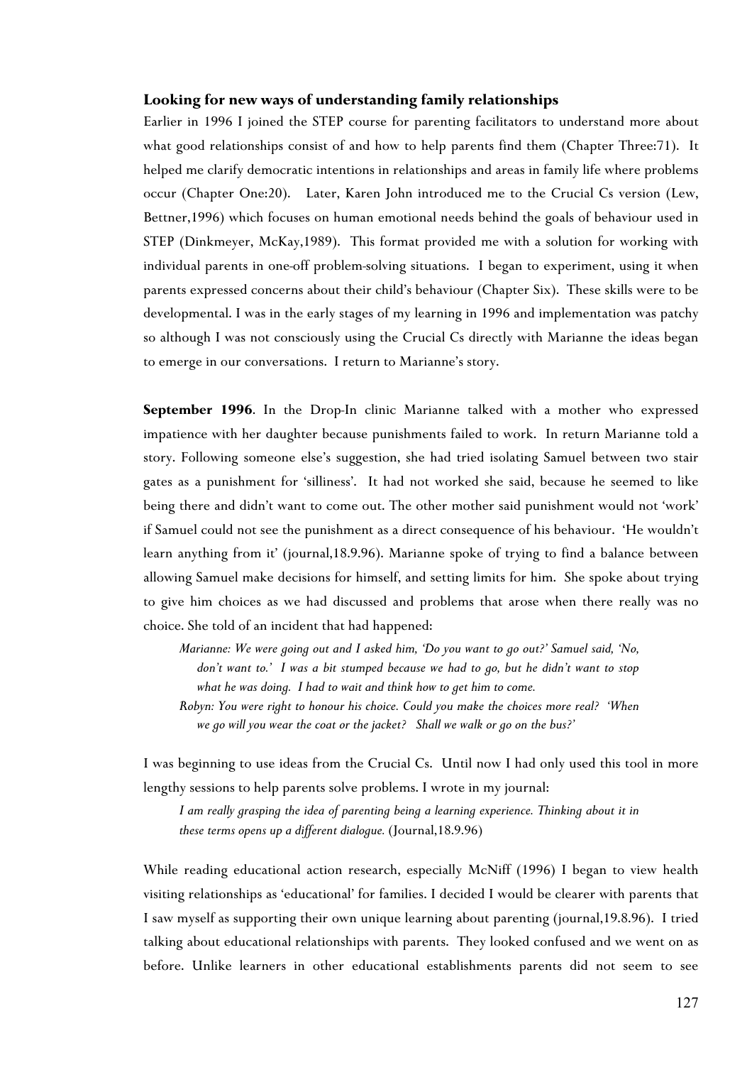## Looking for new ways of understanding family relationships

Earlier in 1996 I joined the STEP course for parenting facilitators to understand more about what good relationships consist of and how to help parents find them (Chapter Three:71). It helped me clarify democratic intentions in relationships and areas in family life where problems occur (Chapter One:20). Later, Karen John introduced me to the Crucial Cs version (Lew, Bettner,1996) which focuses on human emotional needs behind the goals of behaviour used in STEP (Dinkmeyer, McKay,1989). This format provided me with a solution for working with individual parents in one-off problem-solving situations. I began to experiment, using it when parents expressed concerns about their child's behaviour (Chapter Six). These skills were to be developmental. I was in the early stages of my learning in 1996 and implementation was patchy so although I was not consciously using the Crucial Cs directly with Marianne the ideas began to emerge in our conversations. I return to Marianne's story.

**September 1996**. In the Drop-In clinic Marianne talked with a mother who expressed impatience with her daughter because punishments failed to work. In return Marianne told a story. Following someone else's suggestion, she had tried isolating Samuel between two stair gates as a punishment for 'silliness'. It had not worked she said, because he seemed to like being there and didn't want to come out. The other mother said punishment would not 'work' if Samuel could not see the punishment as a direct consequence of his behaviour. 'He wouldn't learn anything from it' (journal,18.9.96). Marianne spoke of trying to find a balance between allowing Samuel make decisions for himself, and setting limits for him. She spoke about trying to give him choices as we had discussed and problems that arose when there really was no choice. She told of an incident that had happened:

> *Marianne: We were going out and I asked him, 'Do you want to go out?' Samuel said, 'No, don't want to.' I was a bit stumped because we had to go, but he didn't want to stop what he was doing. I had to wait and think how to get him to come.*
>
> *Robyn: You were right to honour his choice. Could you make the choices more real? 'When we go will you wear the coat or the jacket? Shall we walk or go on the bus?'*

I was beginning to use ideas from the Crucial Cs. Until now I had only used this tool in more lengthy sessions to help parents solve problems. I wrote in my journal:

> *I am really grasping the idea of parenting being a learning experience. Thinking about it in these terms opens up a different dialogue.* (Journal,18.9.96)

While reading educational action research, especially McNiff (1996) I began to view health visiting relationships as 'educational' for families. I decided I would be clearer with parents that I saw myself as supporting their own unique learning about parenting (journal,19.8.96). I tried talking about educational relationships with parents. They looked confused and we went on as before. Unlike learners in other educational establishments parents did not seem to see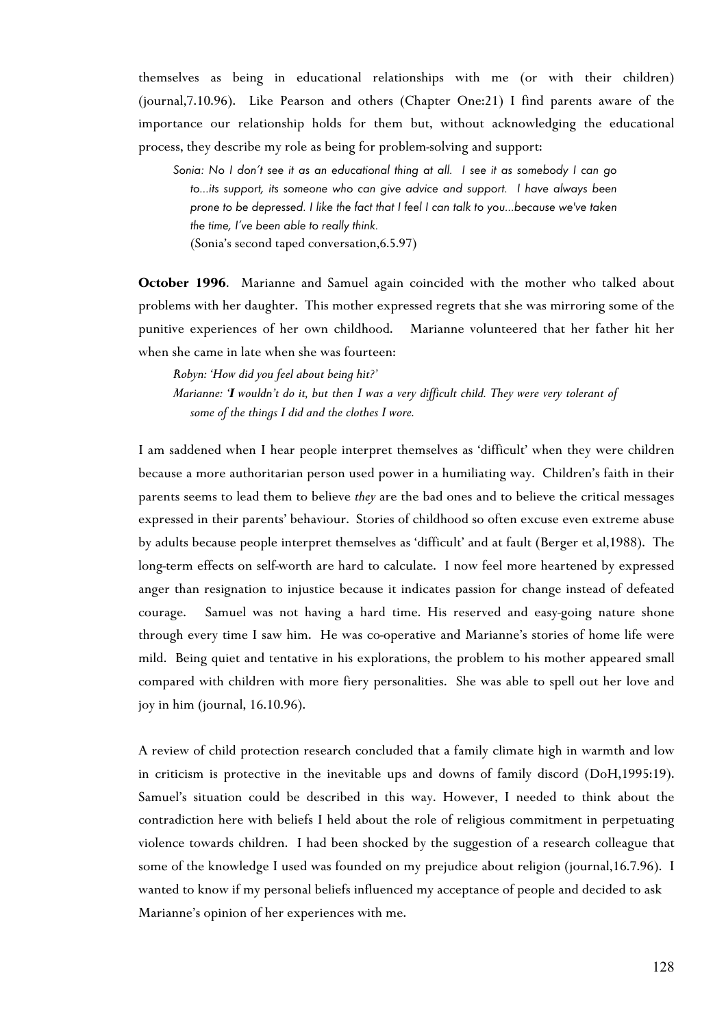themselves as being in educational relationships with me (or with their children) (journal,7.10.96). Like Pearson and others (Chapter One:21) I find parents aware of the importance our relationship holds for them but, without acknowledging the educational process, they describe my role as being for problem-solving and support:

> *Sonia: No I don't see it as an educational thing at all. I see it as somebody I can go to...its support, its someone who can give advice and support. I have always been prone to be depressed. I like the fact that I feel I can talk to you...because we've taken the time, I've been able to really think.*
> (Sonia's second taped conversation,6.5.97)

**October 1996**. Marianne and Samuel again coincided with the mother who talked about problems with her daughter. This mother expressed regrets that she was mirroring some of the punitive experiences of her own childhood. Marianne volunteered that her father hit her when she came in late when she was fourteen:

> *Robyn: 'How did you feel about being hit?'*
> *Marianne: '**I** wouldn't do it, but then I was a very difficult child. They were very tolerant of some of the things I did and the clothes I wore.*

I am saddened when I hear people interpret themselves as 'difficult' when they were children because a more authoritarian person used power in a humiliating way. Children's faith in their parents seems to lead them to believe *they* are the bad ones and to believe the critical messages expressed in their parents' behaviour. Stories of childhood so often excuse even extreme abuse by adults because people interpret themselves as 'difficult' and at fault (Berger et al,1988). The long-term effects on self-worth are hard to calculate. I now feel more heartened by expressed anger than resignation to injustice because it indicates passion for change instead of defeated courage. Samuel was not having a hard time. His reserved and easy-going nature shone through every time I saw him. He was co-operative and Marianne's stories of home life were mild. Being quiet and tentative in his explorations, the problem to his mother appeared small compared with children with more fiery personalities. She was able to spell out her love and joy in him (journal, 16.10.96).

A review of child protection research concluded that a family climate high in warmth and low in criticism is protective in the inevitable ups and downs of family discord (DoH,1995:19). Samuel's situation could be described in this way. However, I needed to think about the contradiction here with beliefs I held about the role of religious commitment in perpetuating violence towards children. I had been shocked by the suggestion of a research colleague that some of the knowledge I used was founded on my prejudice about religion (journal,16.7.96). I wanted to know if my personal beliefs influenced my acceptance of people and decided to ask Marianne's opinion of her experiences with me.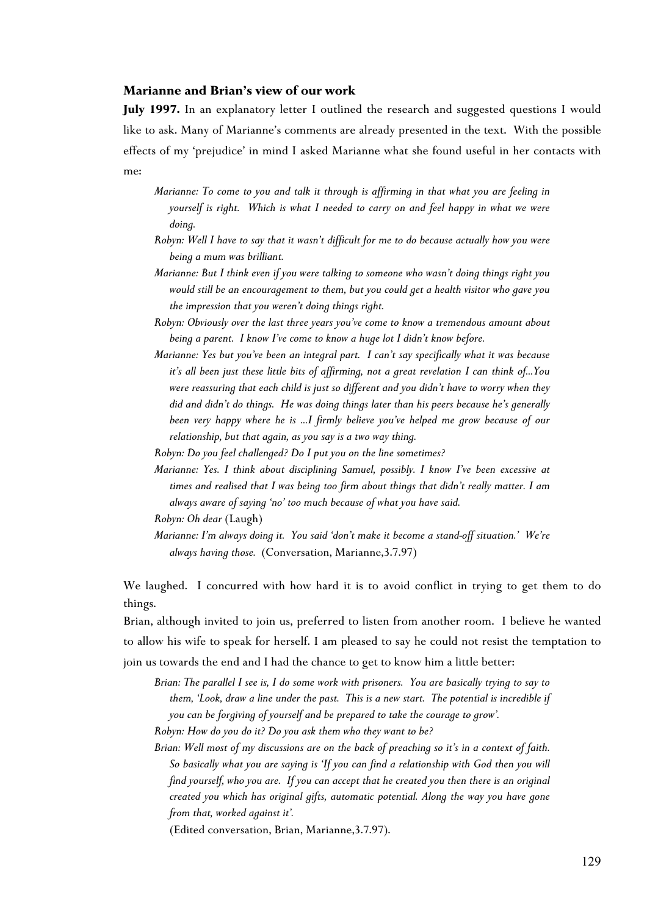### Marianne and Brian's view of our work

**July 1997.** In an explanatory letter I outlined the research and suggested questions I would like to ask. Many of Marianne's comments are already presented in the text. With the possible effects of my 'prejudice' in mind I asked Marianne what she found useful in her contacts with me:

> *Marianne: To come to you and talk it through is affirming in that what you are feeling in yourself is right. Which is what I needed to carry on and feel happy in what we were doing.*
>
> *Robyn: Well I have to say that it wasn't difficult for me to do because actually how you were being a mum was brilliant.*
>
> *Marianne: But I think even if you were talking to someone who wasn't doing things right you would still be an encouragement to them, but you could get a health visitor who gave you the impression that you weren't doing things right.*
>
> *Robyn: Obviously over the last three years you've come to know a tremendous amount about being a parent. I know I've come to know a huge lot I didn't know before.*
>
> *Marianne: Yes but you've been an integral part. I can't say specifically what it was because it's all been just these little bits of affirming, not a great revelation I can think of...You were reassuring that each child is just so different and you didn't have to worry when they did and didn't do things. He was doing things later than his peers because he's generally been very happy where he is ...I firmly believe you've helped me grow because of our relationship, but that again, as you say is a two way thing.*
>
> *Robyn: Do you feel challenged? Do I put you on the line sometimes?*
>
> *Marianne: Yes. I think about disciplining Samuel, possibly. I know I've been excessive at times and realised that I was being too firm about things that didn't really matter. I am always aware of saying 'no' too much because of what you have said.*
>
> *Robyn: Oh dear* (Laugh)
>
> *Marianne: I'm always doing it. You said 'don't make it become a stand-off situation.' We're always having those.* (Conversation, Marianne,3.7.97)

We laughed. I concurred with how hard it is to avoid conflict in trying to get them to do things.

Brian, although invited to join us, preferred to listen from another room. I believe he wanted to allow his wife to speak for herself. I am pleased to say he could not resist the temptation to join us towards the end and I had the chance to get to know him a little better:

> *Brian: The parallel I see is, I do some work with prisoners. You are basically trying to say to them, 'Look, draw a line under the past. This is a new start. The potential is incredible if you can be forgiving of yourself and be prepared to take the courage to grow'.*
>
> *Robyn: How do you do it? Do you ask them who they want to be?*
>
> *Brian: Well most of my discussions are on the back of preaching so it's in a context of faith. So basically what you are saying is 'If you can find a relationship with God then you will find yourself, who you are. If you can accept that he created you then there is an original created you which has original gifts, automatic potential. Along the way you have gone from that, worked against it'.*
>
> (Edited conversation, Brian, Marianne,3.7.97).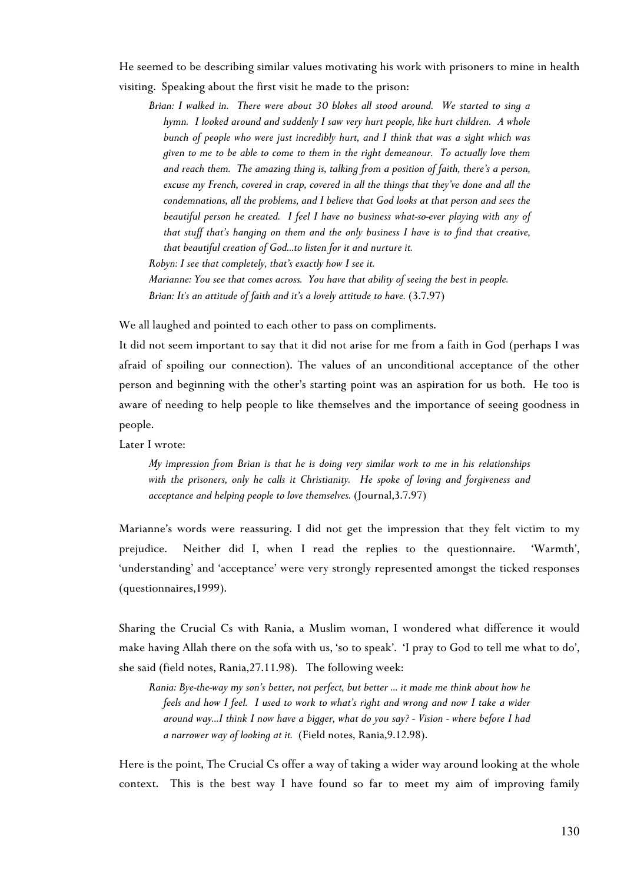He seemed to be describing similar values motivating his work with prisoners to mine in health visiting. Speaking about the first visit he made to the prison:

> *Brian: I walked in. There were about 30 blokes all stood around. We started to sing a hymn. I looked around and suddenly I saw very hurt people, like hurt children. A whole bunch of people who were just incredibly hurt, and I think that was a sight which was given to me to be able to come to them in the right demeanour. To actually love them and reach them. The amazing thing is, talking from a position of faith, there's a person, excuse my French, covered in crap, covered in all the things that they've done and all the condemnations, all the problems, and I believe that God looks at that person and sees the beautiful person he created. I feel I have no business what-so-ever playing with any of that stuff that's hanging on them and the only business I have is to find that creative, that beautiful creation of God...to listen for it and nurture it.*
>
> *Robyn: I see that completely, that's exactly how I see it.*
>
> *Marianne: You see that comes across. You have that ability of seeing the best in people.*
>
> *Brian: It's an attitude of faith and it's a lovely attitude to have.* (3.7.97)

We all laughed and pointed to each other to pass on compliments.

It did not seem important to say that it did not arise for me from a faith in God (perhaps I was afraid of spoiling our connection). The values of an unconditional acceptance of the other person and beginning with the other's starting point was an aspiration for us both. He too is aware of needing to help people to like themselves and the importance of seeing goodness in people.

Later I wrote:

> *My impression from Brian is that he is doing very similar work to me in his relationships with the prisoners, only he calls it Christianity. He spoke of loving and forgiveness and acceptance and helping people to love themselves.* (Journal,3.7.97)

Marianne's words were reassuring. I did not get the impression that they felt victim to my prejudice. Neither did I, when I read the replies to the questionnaire. 'Warmth', 'understanding' and 'acceptance' were very strongly represented amongst the ticked responses (questionnaires,1999).

Sharing the Crucial Cs with Rania, a Muslim woman, I wondered what difference it would make having Allah there on the sofa with us, 'so to speak'. 'I pray to God to tell me what to do', she said (field notes, Rania,27.11.98). The following week:

> *Rania: Bye-the-way my son's better, not perfect, but better ... it made me think about how he feels and how I feel. I used to work to what's right and wrong and now I take a wider around way...I think I now have a bigger, what do you say? - Vision - where before I had a narrower way of looking at it.* (Field notes, Rania,9.12.98).

Here is the point, The Crucial Cs offer a way of taking a wider way around looking at the whole context. This is the best way I have found so far to meet my aim of improving family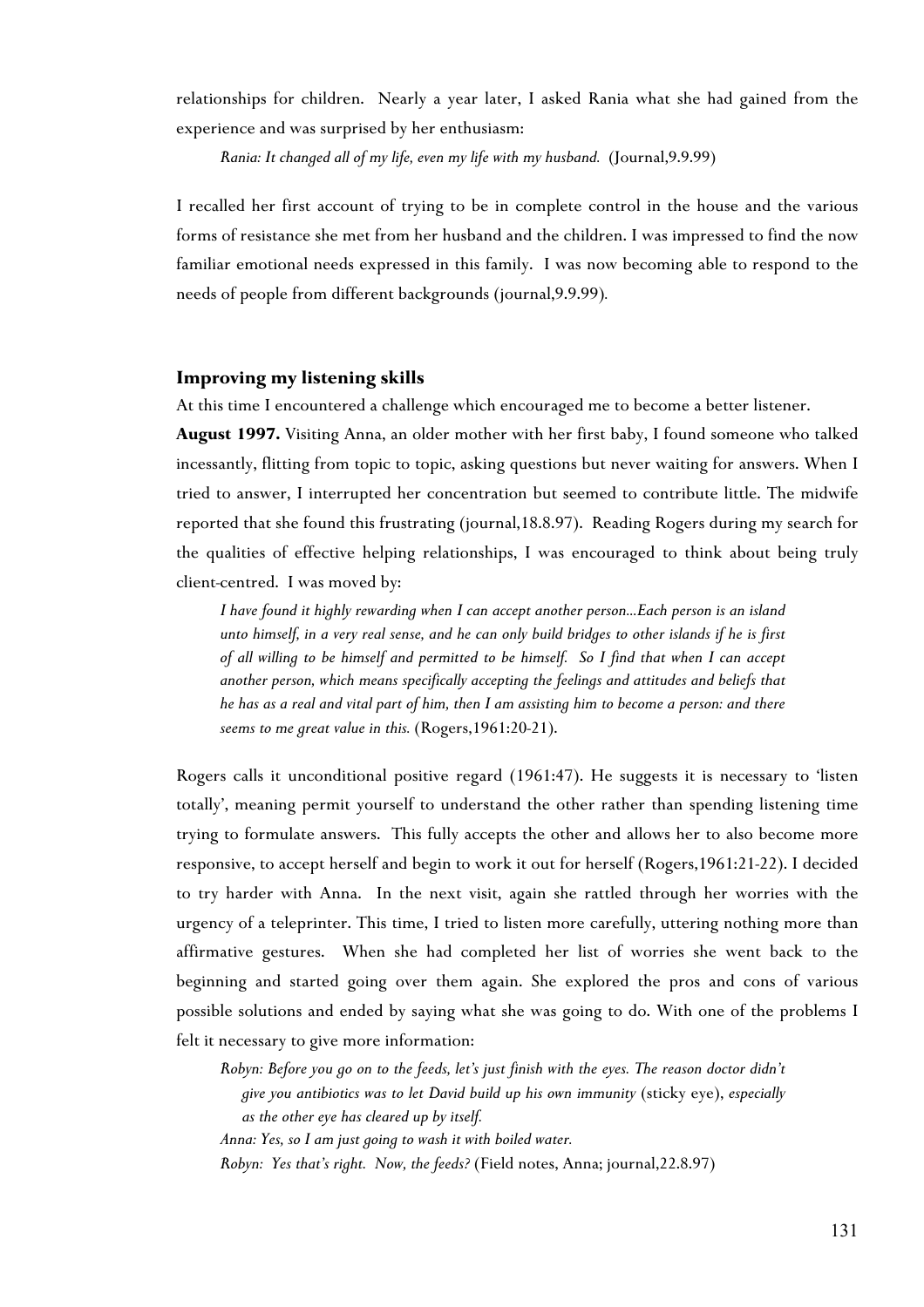relationships for children. Nearly a year later, I asked Rania what she had gained from the experience and was surprised by her enthusiasm:

> *Rania: It changed all of my life, even my life with my husband.* (Journal,9.9.99)

I recalled her first account of trying to be in complete control in the house and the various forms of resistance she met from her husband and the children. I was impressed to find the now familiar emotional needs expressed in this family. I was now becoming able to respond to the needs of people from different backgrounds (journal,9.9.99).

### Improving my listening skills

At this time I encountered a challenge which encouraged me to become a better listener.

**August 1997.** Visiting Anna, an older mother with her first baby, I found someone who talked incessantly, flitting from topic to topic, asking questions but never waiting for answers. When I tried to answer, I interrupted her concentration but seemed to contribute little. The midwife reported that she found this frustrating (journal,18.8.97). Reading Rogers during my search for the qualities of effective helping relationships, I was encouraged to think about being truly client-centred. I was moved by:

> *I have found it highly rewarding when I can accept another person...Each person is an island unto himself, in a very real sense, and he can only build bridges to other islands if he is first of all willing to be himself and permitted to be himself. So I find that when I can accept another person, which means specifically accepting the feelings and attitudes and beliefs that he has as a real and vital part of him, then I am assisting him to become a person: and there seems to me great value in this.* (Rogers,1961:20-21).

Rogers calls it unconditional positive regard (1961:47). He suggests it is necessary to 'listen totally', meaning permit yourself to understand the other rather than spending listening time trying to formulate answers. This fully accepts the other and allows her to also become more responsive, to accept herself and begin to work it out for herself (Rogers,1961:21-22). I decided to try harder with Anna. In the next visit, again she rattled through her worries with the urgency of a teleprinter. This time, I tried to listen more carefully, uttering nothing more than affirmative gestures. When she had completed her list of worries she went back to the beginning and started going over them again. She explored the pros and cons of various possible solutions and ended by saying what she was going to do. With one of the problems I felt it necessary to give more information:

> *Robyn: Before you go on to the feeds, let's just finish with the eyes. The reason doctor didn't give you antibiotics was to let David build up his own immunity* (sticky eye), *especially as the other eye has cleared up by itself.*
>
> *Anna: Yes, so I am just going to wash it with boiled water.*
>
> *Robyn: Yes that's right. Now, the feeds?* (Field notes, Anna; journal,22.8.97)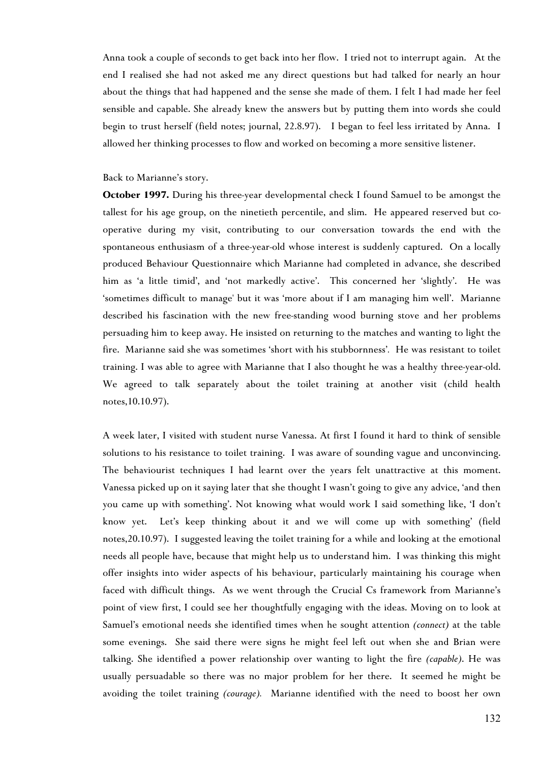Anna took a couple of seconds to get back into her flow. I tried not to interrupt again. At the end I realised she had not asked me any direct questions but had talked for nearly an hour about the things that had happened and the sense she made of them. I felt I had made her feel sensible and capable. She already knew the answers but by putting them into words she could begin to trust herself (field notes; journal, 22.8.97). I began to feel less irritated by Anna. I allowed her thinking processes to flow and worked on becoming a more sensitive listener.

Back to Marianne's story.

**October 1997.** During his three-year developmental check I found Samuel to be amongst the tallest for his age group, on the ninetieth percentile, and slim. He appeared reserved but co-operative during my visit, contributing to our conversation towards the end with the spontaneous enthusiasm of a three-year-old whose interest is suddenly captured. On a locally produced Behaviour Questionnaire which Marianne had completed in advance, she described him as 'a little timid', and 'not markedly active'. This concerned her 'slightly'. He was 'sometimes difficult to manage' but it was 'more about if I am managing him well'. Marianne described his fascination with the new free-standing wood burning stove and her problems persuading him to keep away. He insisted on returning to the matches and wanting to light the fire. Marianne said she was sometimes 'short with his stubbornness'. He was resistant to toilet training. I was able to agree with Marianne that I also thought he was a healthy three-year-old. We agreed to talk separately about the toilet training at another visit (child health notes,10.10.97).

A week later, I visited with student nurse Vanessa. At first I found it hard to think of sensible solutions to his resistance to toilet training. I was aware of sounding vague and unconvincing. The behaviourist techniques I had learnt over the years felt unattractive at this moment. Vanessa picked up on it saying later that she thought I wasn't going to give any advice, 'and then you came up with something'. Not knowing what would work I said something like, 'I don't know yet. Let's keep thinking about it and we will come up with something' (field notes,20.10.97). I suggested leaving the toilet training for a while and looking at the emotional needs all people have, because that might help us to understand him. I was thinking this might offer insights into wider aspects of his behaviour, particularly maintaining his courage when faced with difficult things. As we went through the Crucial Cs framework from Marianne's point of view first, I could see her thoughtfully engaging with the ideas. Moving on to look at Samuel's emotional needs she identified times when he sought attention *(connect)* at the table some evenings. She said there were signs he might feel left out when she and Brian were talking. She identified a power relationship over wanting to light the fire *(capable)*. He was usually persuadable so there was no major problem for her there. It seemed he might be avoiding the toilet training *(courage).* Marianne identified with the need to boost her own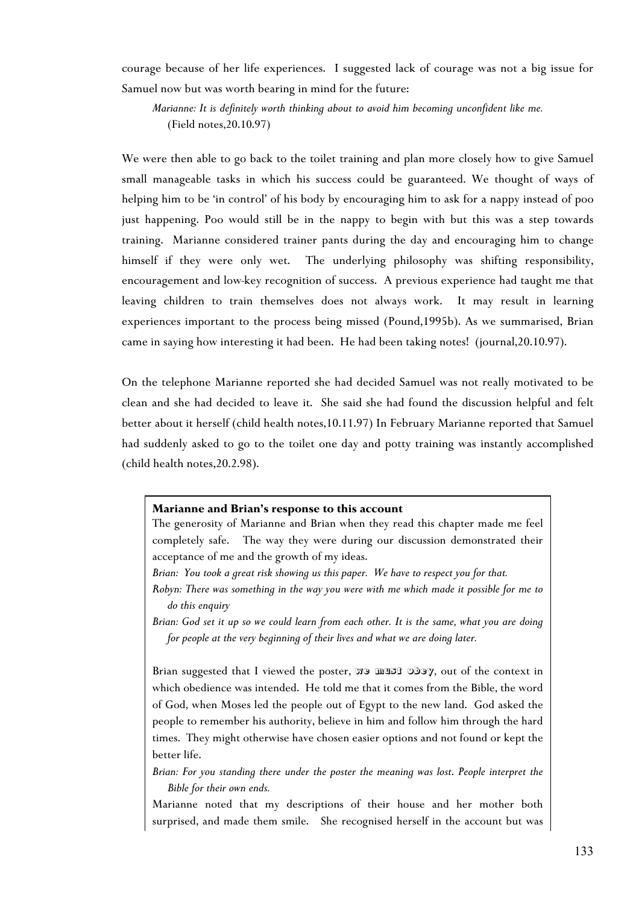courage because of her life experiences. I suggested lack of courage was not a big issue for Samuel now but was worth bearing in mind for the future:

> *Marianne: It is definitely worth thinking about to avoid him becoming unconfident like me.*
> (Field notes,20.10.97)

We were then able to go back to the toilet training and plan more closely how to give Samuel small manageable tasks in which his success could be guaranteed. We thought of ways of helping him to be 'in control' of his body by encouraging him to ask for a nappy instead of poo just happening. Poo would still be in the nappy to begin with but this was a step towards training. Marianne considered trainer pants during the day and encouraging him to change himself if they were only wet. The underlying philosophy was shifting responsibility, encouragement and low-key recognition of success. A previous experience had taught me that leaving children to train themselves does not always work. It may result in learning experiences important to the process being missed (Pound,1995b). As we summarised, Brian came in saying how interesting it had been. He had been taking notes! (journal,20.10.97).

On the telephone Marianne reported she had decided Samuel was not really motivated to be clean and she had decided to leave it. She said she had found the discussion helpful and felt better about it herself (child health notes,10.11.97) In February Marianne reported that Samuel had suddenly asked to go to the toilet one day and potty training was instantly accomplished (child health notes,20.2.98).

**Marianne and Brian's response to this account**

The generosity of Marianne and Brian when they read this chapter made me feel completely safe. The way they were during our discussion demonstrated their acceptance of me and the growth of my ideas.

*Brian: You took a great risk showing us this paper. We have to respect you for that.*

*Robyn: There was something in the way you were with me which made it possible for me to do this enquiry*

*Brian: God set it up so we could learn from each other. It is the same, what you are doing for people at the very beginning of their lives and what we are doing later.*

Brian suggested that I viewed the poster, WE MUST OBEY, out of the context in which obedience was intended. He told me that it comes from the Bible, the word of God, when Moses led the people out of Egypt to the new land. God asked the people to remember his authority, believe in him and follow him through the hard times. They might otherwise have chosen easier options and not found or kept the better life.

*Brian: For you standing there under the poster the meaning was lost. People interpret the Bible for their own ends.*

Marianne noted that my descriptions of their house and her mother both surprised, and made them smile. She recognised herself in the account but was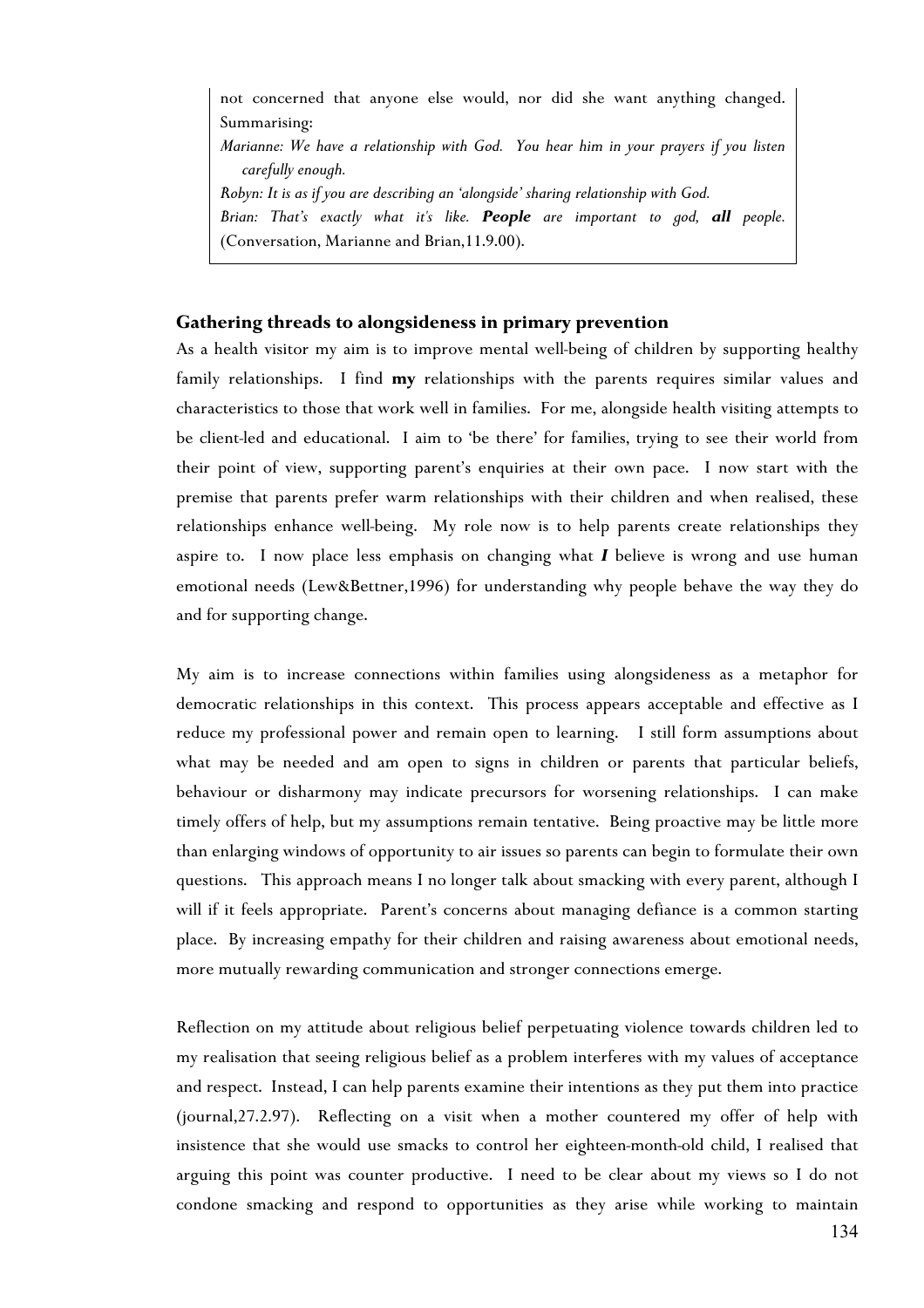not concerned that anyone else would, nor did she want anything changed. Summarising:

*Marianne: We have a relationship with God. You hear him in your prayers if you listen carefully enough.*

*Robyn: It is as if you are describing an 'alongside' sharing relationship with God.*

*Brian: That's exactly what it's like.* ***People*** *are important to god,* ***all*** *people.* (Conversation, Marianne and Brian,11.9.00).

### Gathering threads to alongsideness in primary prevention

As a health visitor my aim is to improve mental well-being of children by supporting healthy family relationships. I find **my** relationships with the parents requires similar values and characteristics to those that work well in families. For me, alongside health visiting attempts to be client-led and educational. I aim to 'be there' for families, trying to see their world from their point of view, supporting parent's enquiries at their own pace. I now start with the premise that parents prefer warm relationships with their children and when realised, these relationships enhance well-being. My role now is to help parents create relationships they aspire to. I now place less emphasis on changing what ***I*** believe is wrong and use human emotional needs (Lew&Bettner,1996) for understanding why people behave the way they do and for supporting change.

My aim is to increase connections within families using alongsideness as a metaphor for democratic relationships in this context. This process appears acceptable and effective as I reduce my professional power and remain open to learning. I still form assumptions about what may be needed and am open to signs in children or parents that particular beliefs, behaviour or disharmony may indicate precursors for worsening relationships. I can make timely offers of help, but my assumptions remain tentative. Being proactive may be little more than enlarging windows of opportunity to air issues so parents can begin to formulate their own questions. This approach means I no longer talk about smacking with every parent, although I will if it feels appropriate. Parent's concerns about managing defiance is a common starting place. By increasing empathy for their children and raising awareness about emotional needs, more mutually rewarding communication and stronger connections emerge.

Reflection on my attitude about religious belief perpetuating violence towards children led to my realisation that seeing religious belief as a problem interferes with my values of acceptance and respect. Instead, I can help parents examine their intentions as they put them into practice (journal,27.2.97). Reflecting on a visit when a mother countered my offer of help with insistence that she would use smacks to control her eighteen-month-old child, I realised that arguing this point was counter productive. I need to be clear about my views so I do not condone smacking and respond to opportunities as they arise while working to maintain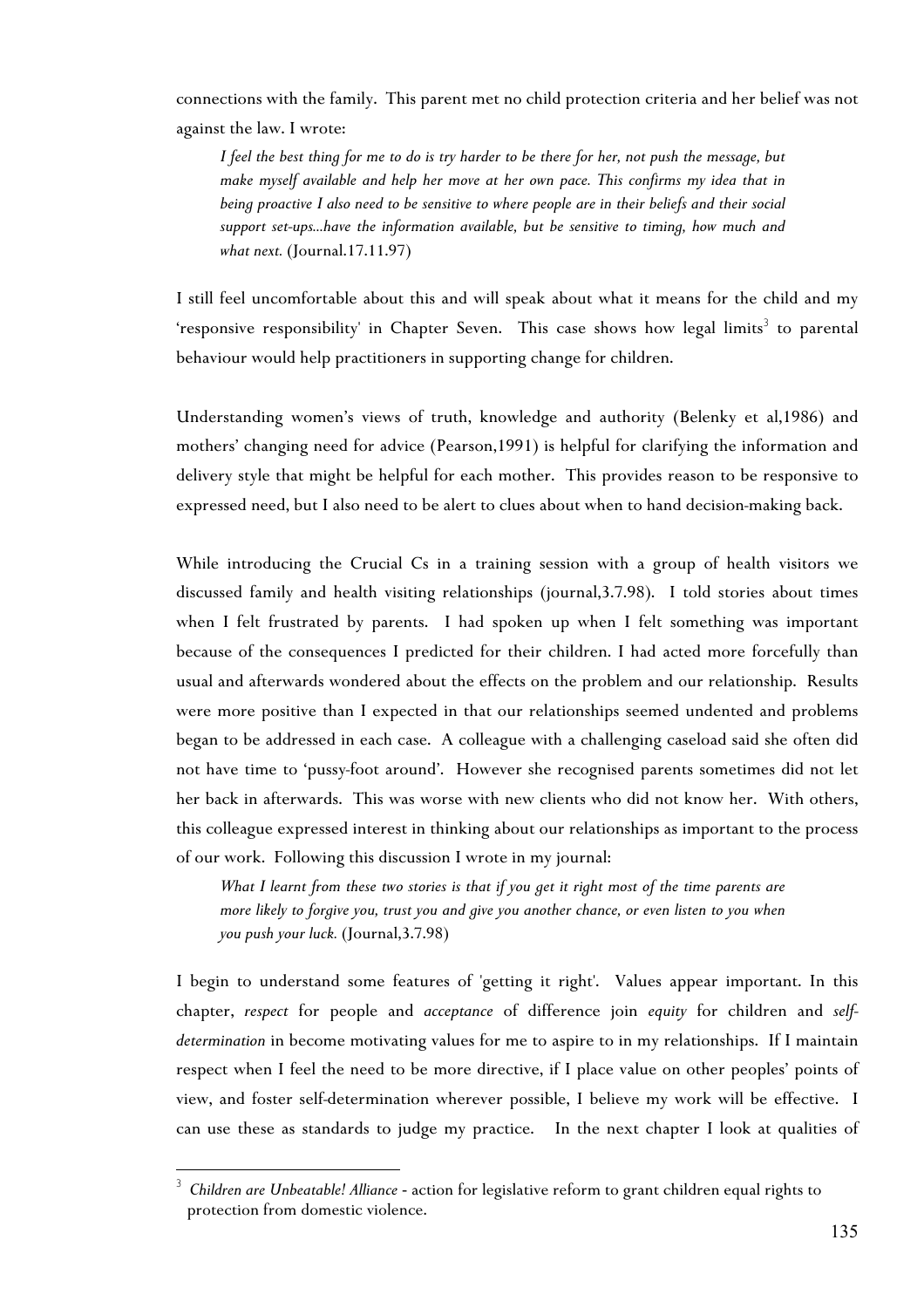connections with the family. This parent met no child protection criteria and her belief was not against the law. I wrote:

> *I feel the best thing for me to do is try harder to be there for her, not push the message, but make myself available and help her move at her own pace. This confirms my idea that in being proactive I also need to be sensitive to where people are in their beliefs and their social support set-ups...have the information available, but be sensitive to timing, how much and what next.* (Journal.17.11.97)

I still feel uncomfortable about this and will speak about what it means for the child and my 'responsive responsibility' in Chapter Seven. This case shows how legal limits[3] to parental behaviour would help practitioners in supporting change for children.

Understanding women's views of truth, knowledge and authority (Belenky et al,1986) and mothers' changing need for advice (Pearson,1991) is helpful for clarifying the information and delivery style that might be helpful for each mother. This provides reason to be responsive to expressed need, but I also need to be alert to clues about when to hand decision-making back.

While introducing the Crucial Cs in a training session with a group of health visitors we discussed family and health visiting relationships (journal,3.7.98). I told stories about times when I felt frustrated by parents. I had spoken up when I felt something was important because of the consequences I predicted for their children. I had acted more forcefully than usual and afterwards wondered about the effects on the problem and our relationship. Results were more positive than I expected in that our relationships seemed undented and problems began to be addressed in each case. A colleague with a challenging caseload said she often did not have time to 'pussy-foot around'. However she recognised parents sometimes did not let her back in afterwards. This was worse with new clients who did not know her. With others, this colleague expressed interest in thinking about our relationships as important to the process of our work. Following this discussion I wrote in my journal:

> *What I learnt from these two stories is that if you get it right most of the time parents are more likely to forgive you, trust you and give you another chance, or even listen to you when you push your luck.* (Journal,3.7.98)

I begin to understand some features of 'getting it right'. Values appear important. In this chapter, *respect* for people and *acceptance* of difference join *equity* for children and *self-determination* in become motivating values for me to aspire to in my relationships. If I maintain respect when I feel the need to be more directive, if I place value on other peoples' points of view, and foster self-determination wherever possible, I believe my work will be effective. I can use these as standards to judge my practice. In the next chapter I look at qualities of

---

[3] *Children are Unbeatable! Alliance* - action for legislative reform to grant children equal rights to protection from domestic violence.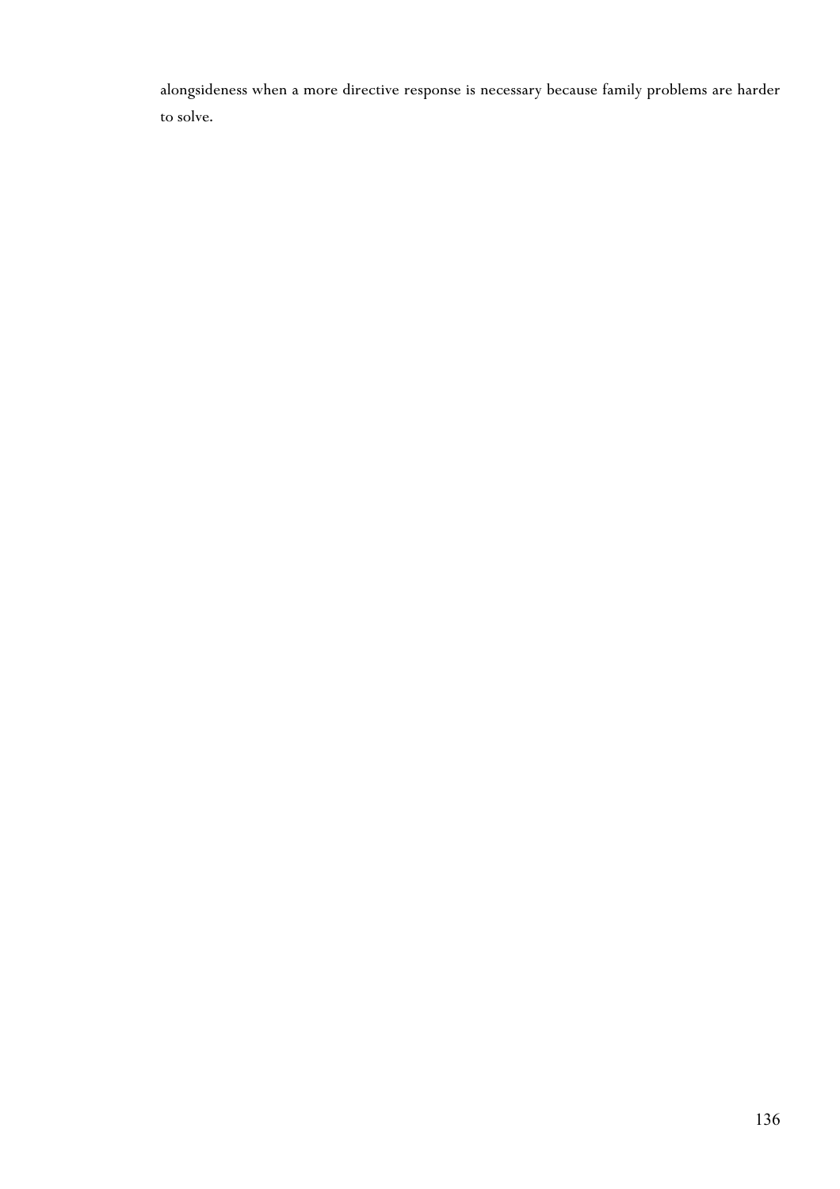alongsideness when a more directive response is necessary because family problems are harder to solve.